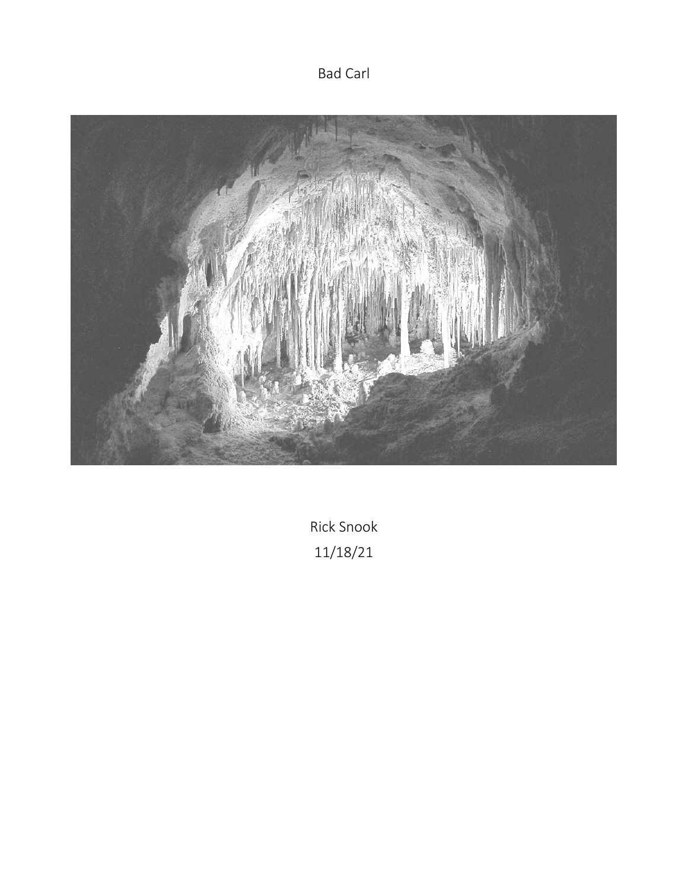# Bad Carl

Rick Snook
11/18/21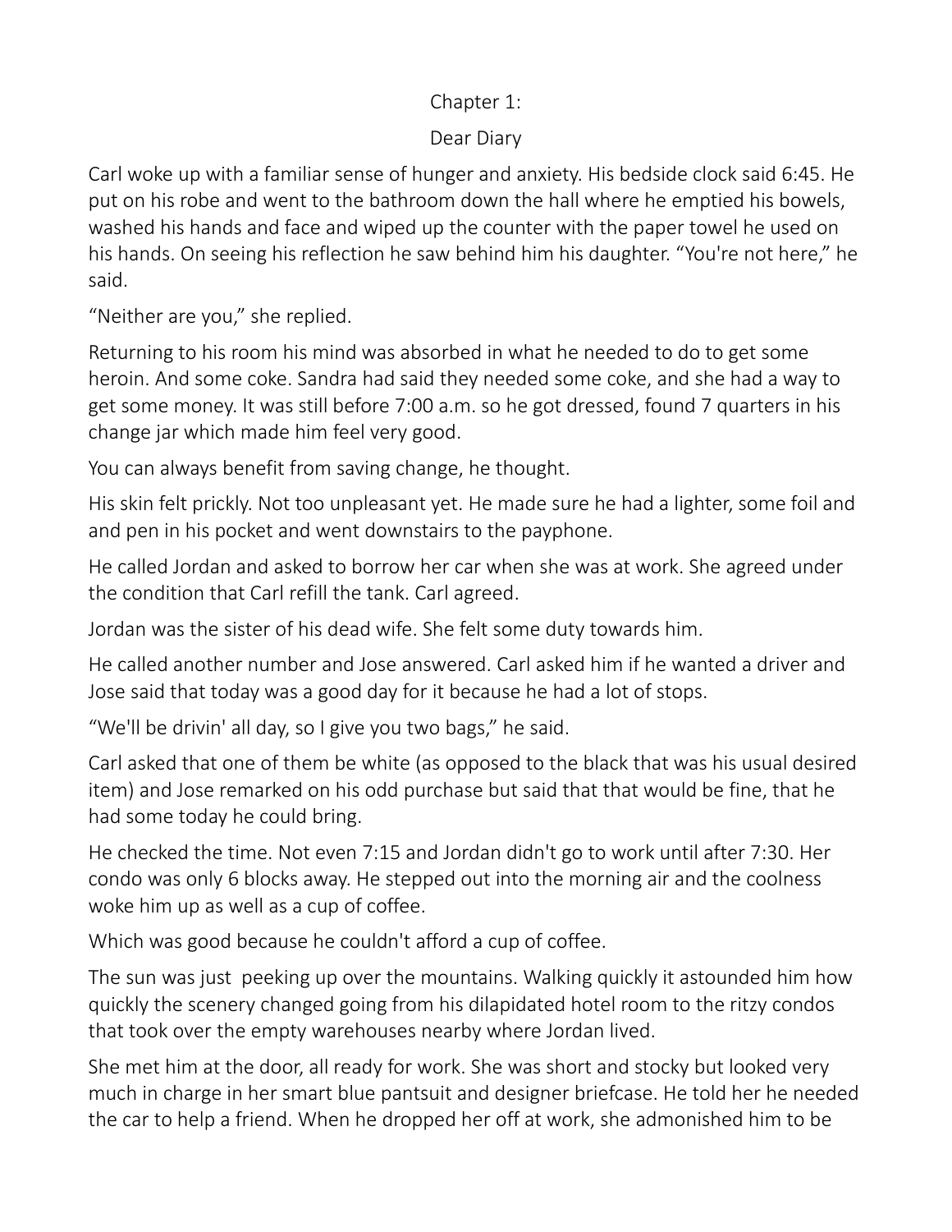Chapter 1:

Dear Diary

Carl woke up with a familiar sense of hunger and anxiety. His bedside clock said 6:45. He put on his robe and went to the bathroom down the hall where he emptied his bowels, washed his hands and face and wiped up the counter with the paper towel he used on his hands. On seeing his reflection he saw behind him his daughter. "You're not here," he said.

"Neither are you," she replied.

Returning to his room his mind was absorbed in what he needed to do to get some heroin. And some coke. Sandra had said they needed some coke, and she had a way to get some money. It was still before 7:00 a.m. so he got dressed, found 7 quarters in his change jar which made him feel very good.

You can always benefit from saving change, he thought.

His skin felt prickly. Not too unpleasant yet. He made sure he had a lighter, some foil and and pen in his pocket and went downstairs to the payphone.

He called Jordan and asked to borrow her car when she was at work. She agreed under the condition that Carl refill the tank. Carl agreed.

Jordan was the sister of his dead wife. She felt some duty towards him.

He called another number and Jose answered. Carl asked him if he wanted a driver and Jose said that today was a good day for it because he had a lot of stops.

"We'll be drivin' all day, so I give you two bags," he said.

Carl asked that one of them be white (as opposed to the black that was his usual desired item) and Jose remarked on his odd purchase but said that that would be fine, that he had some today he could bring.

He checked the time. Not even 7:15 and Jordan didn't go to work until after 7:30. Her condo was only 6 blocks away. He stepped out into the morning air and the coolness woke him up as well as a cup of coffee.

Which was good because he couldn't afford a cup of coffee.

The sun was just peeking up over the mountains. Walking quickly it astounded him how quickly the scenery changed going from his dilapidated hotel room to the ritzy condos that took over the empty warehouses nearby where Jordan lived.

She met him at the door, all ready for work. She was short and stocky but looked very much in charge in her smart blue pantsuit and designer briefcase. He told her he needed the car to help a friend. When he dropped her off at work, she admonished him to be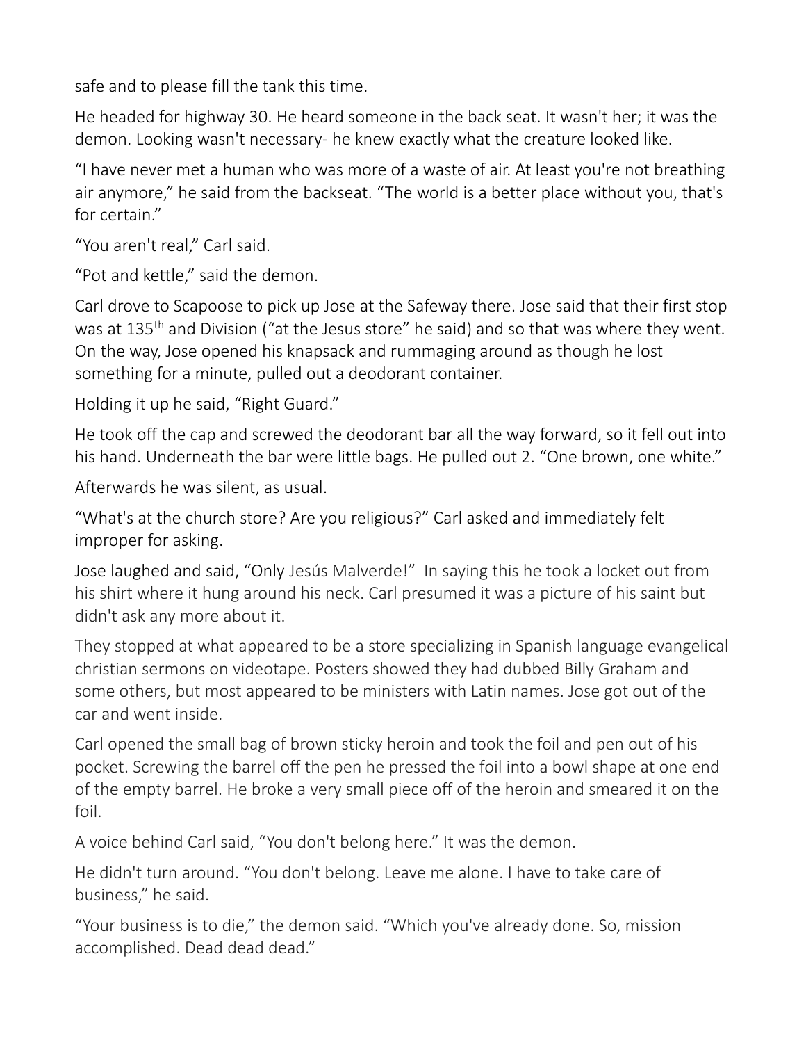safe and to please fill the tank this time.

He headed for highway 30. He heard someone in the back seat. It wasn't her; it was the demon. Looking wasn't necessary- he knew exactly what the creature looked like.

"I have never met a human who was more of a waste of air. At least you're not breathing air anymore," he said from the backseat. "The world is a better place without you, that's for certain."

"You aren't real," Carl said.

"Pot and kettle," said the demon.

Carl drove to Scapoose to pick up Jose at the Safeway there. Jose said that their first stop was at 135th and Division ("at the Jesus store" he said) and so that was where they went. On the way, Jose opened his knapsack and rummaging around as though he lost something for a minute, pulled out a deodorant container.

Holding it up he said, "Right Guard."

He took off the cap and screwed the deodorant bar all the way forward, so it fell out into his hand. Underneath the bar were little bags. He pulled out 2. "One brown, one white."

Afterwards he was silent, as usual.

"What's at the church store? Are you religious?" Carl asked and immediately felt improper for asking.

Jose laughed and said, "Only Jesús Malverde!" In saying this he took a locket out from his shirt where it hung around his neck. Carl presumed it was a picture of his saint but didn't ask any more about it.

They stopped at what appeared to be a store specializing in Spanish language evangelical christian sermons on videotape. Posters showed they had dubbed Billy Graham and some others, but most appeared to be ministers with Latin names. Jose got out of the car and went inside.

Carl opened the small bag of brown sticky heroin and took the foil and pen out of his pocket. Screwing the barrel off the pen he pressed the foil into a bowl shape at one end of the empty barrel. He broke a very small piece off of the heroin and smeared it on the foil.

A voice behind Carl said, "You don't belong here." It was the demon.

He didn't turn around. "You don't belong. Leave me alone. I have to take care of business," he said.

"Your business is to die," the demon said. "Which you've already done. So, mission accomplished. Dead dead dead."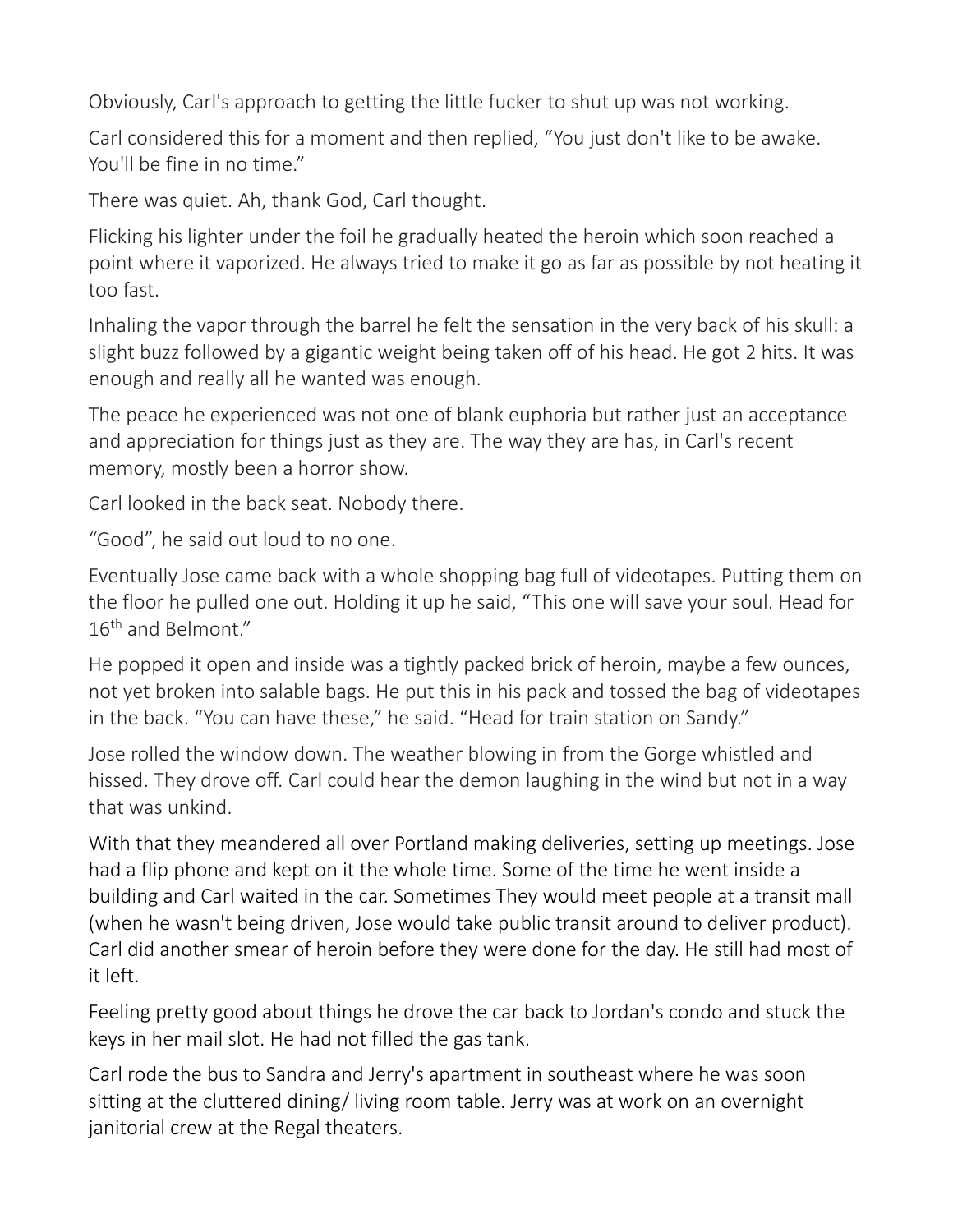Obviously, Carl's approach to getting the little fucker to shut up was not working.

Carl considered this for a moment and then replied, “You just don't like to be awake. You'll be fine in no time.”

There was quiet. Ah, thank God, Carl thought.

Flicking his lighter under the foil he gradually heated the heroin which soon reached a point where it vaporized. He always tried to make it go as far as possible by not heating it too fast.

Inhaling the vapor through the barrel he felt the sensation in the very back of his skull: a slight buzz followed by a gigantic weight being taken off of his head. He got 2 hits. It was enough and really all he wanted was enough.

The peace he experienced was not one of blank euphoria but rather just an acceptance and appreciation for things just as they are. The way they are has, in Carl's recent memory, mostly been a horror show.

Carl looked in the back seat. Nobody there.

“Good”, he said out loud to no one.

Eventually Jose came back with a whole shopping bag full of videotapes. Putting them on the floor he pulled one out. Holding it up he said, “This one will save your soul. Head for 16th and Belmont.”

He popped it open and inside was a tightly packed brick of heroin, maybe a few ounces, not yet broken into salable bags. He put this in his pack and tossed the bag of videotapes in the back. “You can have these,” he said. “Head for train station on Sandy.”

Jose rolled the window down. The weather blowing in from the Gorge whistled and hissed. They drove off. Carl could hear the demon laughing in the wind but not in a way that was unkind.

With that they meandered all over Portland making deliveries, setting up meetings. Jose had a flip phone and kept on it the whole time. Some of the time he went inside a building and Carl waited in the car. Sometimes They would meet people at a transit mall (when he wasn't being driven, Jose would take public transit around to deliver product). Carl did another smear of heroin before they were done for the day. He still had most of it left.

Feeling pretty good about things he drove the car back to Jordan's condo and stuck the keys in her mail slot. He had not filled the gas tank.

Carl rode the bus to Sandra and Jerry's apartment in southeast where he was soon sitting at the cluttered dining/ living room table. Jerry was at work on an overnight janitorial crew at the Regal theaters.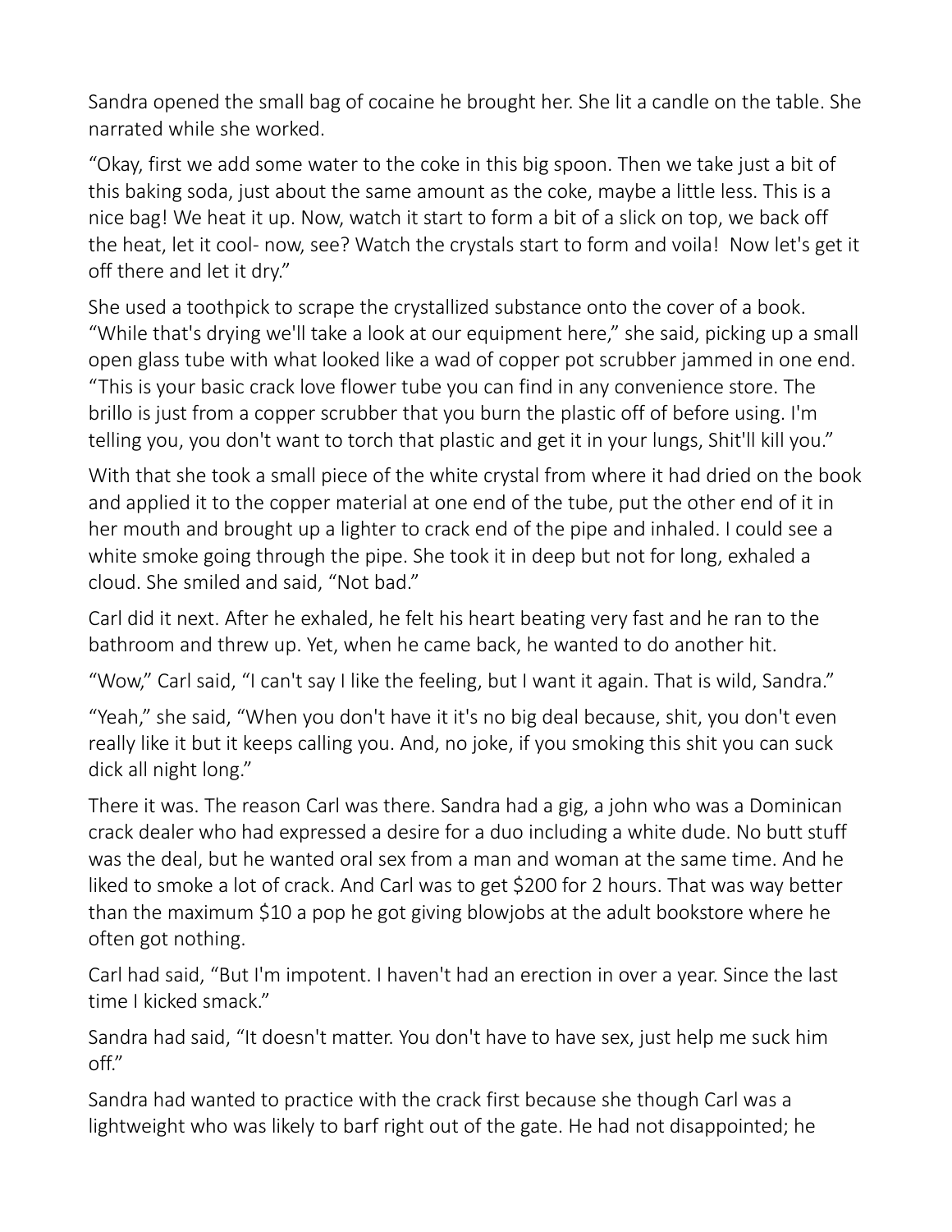Sandra opened the small bag of cocaine he brought her. She lit a candle on the table. She narrated while she worked.

"Okay, first we add some water to the coke in this big spoon. Then we take just a bit of this baking soda, just about the same amount as the coke, maybe a little less. This is a nice bag! We heat it up. Now, watch it start to form a bit of a slick on top, we back off the heat, let it cool- now, see? Watch the crystals start to form and voila! Now let's get it off there and let it dry."

She used a toothpick to scrape the crystallized substance onto the cover of a book. "While that's drying we'll take a look at our equipment here," she said, picking up a small open glass tube with what looked like a wad of copper pot scrubber jammed in one end. "This is your basic crack love flower tube you can find in any convenience store. The brillo is just from a copper scrubber that you burn the plastic off of before using. I'm telling you, you don't want to torch that plastic and get it in your lungs, Shit'll kill you."

With that she took a small piece of the white crystal from where it had dried on the book and applied it to the copper material at one end of the tube, put the other end of it in her mouth and brought up a lighter to crack end of the pipe and inhaled. I could see a white smoke going through the pipe. She took it in deep but not for long, exhaled a cloud. She smiled and said, "Not bad."

Carl did it next. After he exhaled, he felt his heart beating very fast and he ran to the bathroom and threw up. Yet, when he came back, he wanted to do another hit.

"Wow," Carl said, "I can't say I like the feeling, but I want it again. That is wild, Sandra."

"Yeah," she said, "When you don't have it it's no big deal because, shit, you don't even really like it but it keeps calling you. And, no joke, if you smoking this shit you can suck dick all night long."

There it was. The reason Carl was there. Sandra had a gig, a john who was a Dominican crack dealer who had expressed a desire for a duo including a white dude. No butt stuff was the deal, but he wanted oral sex from a man and woman at the same time. And he liked to smoke a lot of crack. And Carl was to get $200 for 2 hours. That was way better than the maximum $10 a pop he got giving blowjobs at the adult bookstore where he often got nothing.

Carl had said, "But I'm impotent. I haven't had an erection in over a year. Since the last time I kicked smack."

Sandra had said, "It doesn't matter. You don't have to have sex, just help me suck him off."

Sandra had wanted to practice with the crack first because she though Carl was a lightweight who was likely to barf right out of the gate. He had not disappointed; he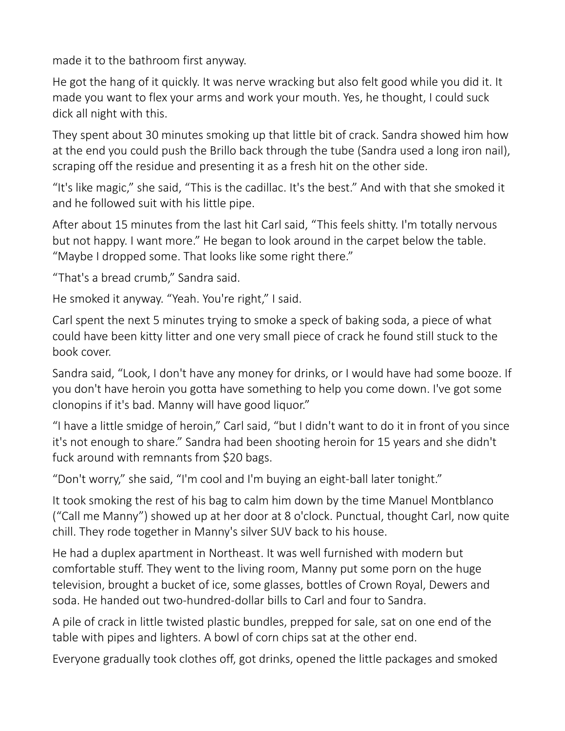made it to the bathroom first anyway.

He got the hang of it quickly. It was nerve wracking but also felt good while you did it. It made you want to flex your arms and work your mouth. Yes, he thought, I could suck dick all night with this.

They spent about 30 minutes smoking up that little bit of crack. Sandra showed him how at the end you could push the Brillo back through the tube (Sandra used a long iron nail), scraping off the residue and presenting it as a fresh hit on the other side.

“It's like magic,” she said, “This is the cadillac. It's the best.” And with that she smoked it and he followed suit with his little pipe.

After about 15 minutes from the last hit Carl said, “This feels shitty. I'm totally nervous but not happy. I want more.” He began to look around in the carpet below the table. “Maybe I dropped some. That looks like some right there.”

“That's a bread crumb,” Sandra said.

He smoked it anyway. “Yeah. You're right,” I said.

Carl spent the next 5 minutes trying to smoke a speck of baking soda, a piece of what could have been kitty litter and one very small piece of crack he found still stuck to the book cover.

Sandra said, “Look, I don't have any money for drinks, or I would have had some booze. If you don't have heroin you gotta have something to help you come down. I've got some clonopins if it's bad. Manny will have good liquor.”

“I have a little smidge of heroin,” Carl said, “but I didn't want to do it in front of you since it's not enough to share.” Sandra had been shooting heroin for 15 years and she didn't fuck around with remnants from $20 bags.

“Don't worry,” she said, “I'm cool and I'm buying an eight-ball later tonight.”

It took smoking the rest of his bag to calm him down by the time Manuel Montblanco (“Call me Manny”) showed up at her door at 8 o'clock. Punctual, thought Carl, now quite chill. They rode together in Manny's silver SUV back to his house.

He had a duplex apartment in Northeast. It was well furnished with modern but comfortable stuff. They went to the living room, Manny put some porn on the huge television, brought a bucket of ice, some glasses, bottles of Crown Royal, Dewers and soda. He handed out two-hundred-dollar bills to Carl and four to Sandra.

A pile of crack in little twisted plastic bundles, prepped for sale, sat on one end of the table with pipes and lighters. A bowl of corn chips sat at the other end.

Everyone gradually took clothes off, got drinks, opened the little packages and smoked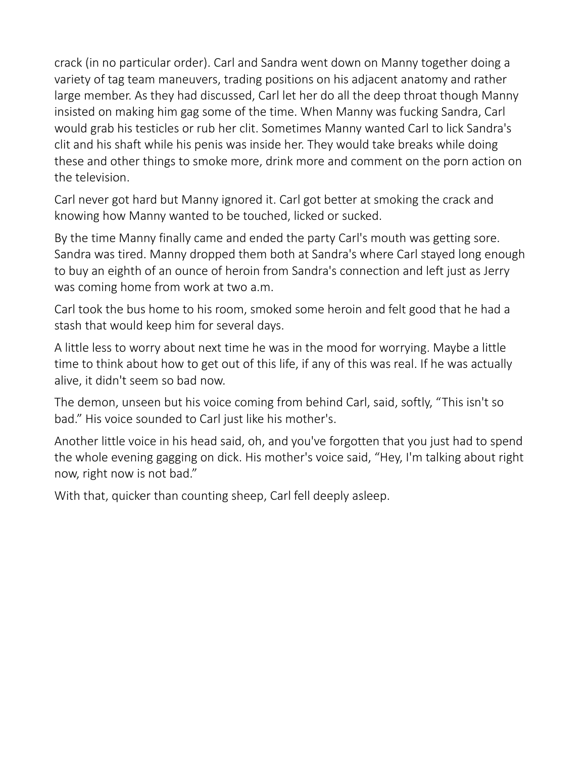crack (in no particular order). Carl and Sandra went down on Manny together doing a variety of tag team maneuvers, trading positions on his adjacent anatomy and rather large member. As they had discussed, Carl let her do all the deep throat though Manny insisted on making him gag some of the time. When Manny was fucking Sandra, Carl would grab his testicles or rub her clit. Sometimes Manny wanted Carl to lick Sandra's clit and his shaft while his penis was inside her. They would take breaks while doing these and other things to smoke more, drink more and comment on the porn action on the television.

Carl never got hard but Manny ignored it. Carl got better at smoking the crack and knowing how Manny wanted to be touched, licked or sucked.

By the time Manny finally came and ended the party Carl's mouth was getting sore. Sandra was tired. Manny dropped them both at Sandra's where Carl stayed long enough to buy an eighth of an ounce of heroin from Sandra's connection and left just as Jerry was coming home from work at two a.m.

Carl took the bus home to his room, smoked some heroin and felt good that he had a stash that would keep him for several days.

A little less to worry about next time he was in the mood for worrying. Maybe a little time to think about how to get out of this life, if any of this was real. If he was actually alive, it didn't seem so bad now.

The demon, unseen but his voice coming from behind Carl, said, softly, “This isn't so bad.” His voice sounded to Carl just like his mother's.

Another little voice in his head said, oh, and you've forgotten that you just had to spend the whole evening gagging on dick. His mother's voice said, “Hey, I'm talking about right now, right now is not bad.”

With that, quicker than counting sheep, Carl fell deeply asleep.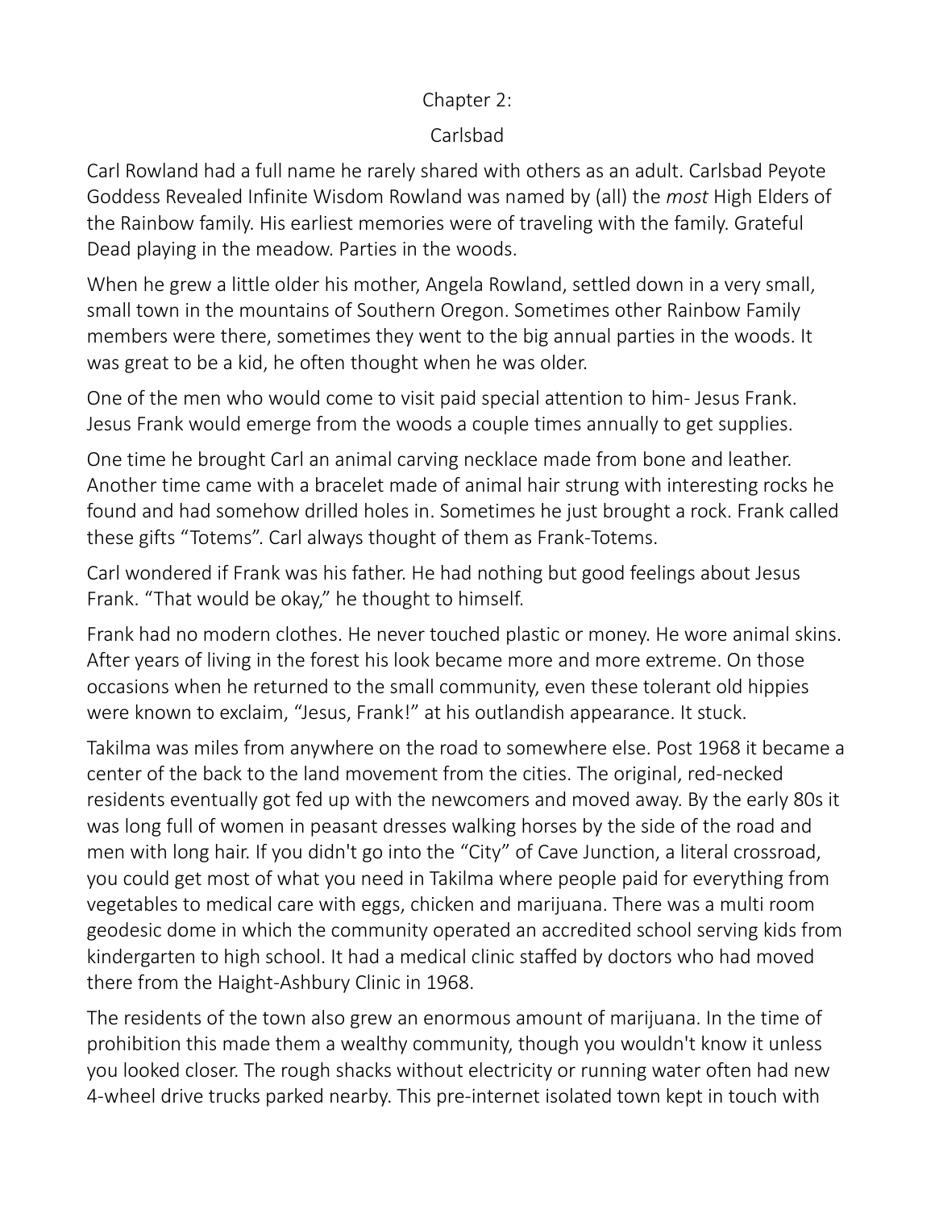## Chapter 2:

## Carlsbad

Carl Rowland had a full name he rarely shared with others as an adult. Carlsbad Peyote Goddess Revealed Infinite Wisdom Rowland was named by (all) the *most* High Elders of the Rainbow family. His earliest memories were of traveling with the family. Grateful Dead playing in the meadow. Parties in the woods.

When he grew a little older his mother, Angela Rowland, settled down in a very small, small town in the mountains of Southern Oregon. Sometimes other Rainbow Family members were there, sometimes they went to the big annual parties in the woods. It was great to be a kid, he often thought when he was older.

One of the men who would come to visit paid special attention to him- Jesus Frank. Jesus Frank would emerge from the woods a couple times annually to get supplies.

One time he brought Carl an animal carving necklace made from bone and leather. Another time came with a bracelet made of animal hair strung with interesting rocks he found and had somehow drilled holes in. Sometimes he just brought a rock. Frank called these gifts "Totems". Carl always thought of them as Frank-Totems.

Carl wondered if Frank was his father. He had nothing but good feelings about Jesus Frank. "That would be okay," he thought to himself.

Frank had no modern clothes. He never touched plastic or money. He wore animal skins. After years of living in the forest his look became more and more extreme. On those occasions when he returned to the small community, even these tolerant old hippies were known to exclaim, "Jesus, Frank!" at his outlandish appearance. It stuck.

Takilma was miles from anywhere on the road to somewhere else. Post 1968 it became a center of the back to the land movement from the cities. The original, red-necked residents eventually got fed up with the newcomers and moved away. By the early 80s it was long full of women in peasant dresses walking horses by the side of the road and men with long hair. If you didn't go into the "City" of Cave Junction, a literal crossroad, you could get most of what you need in Takilma where people paid for everything from vegetables to medical care with eggs, chicken and marijuana. There was a multi room geodesic dome in which the community operated an accredited school serving kids from kindergarten to high school. It had a medical clinic staffed by doctors who had moved there from the Haight-Ashbury Clinic in 1968.

The residents of the town also grew an enormous amount of marijuana. In the time of prohibition this made them a wealthy community, though you wouldn't know it unless you looked closer. The rough shacks without electricity or running water often had new 4-wheel drive trucks parked nearby. This pre-internet isolated town kept in touch with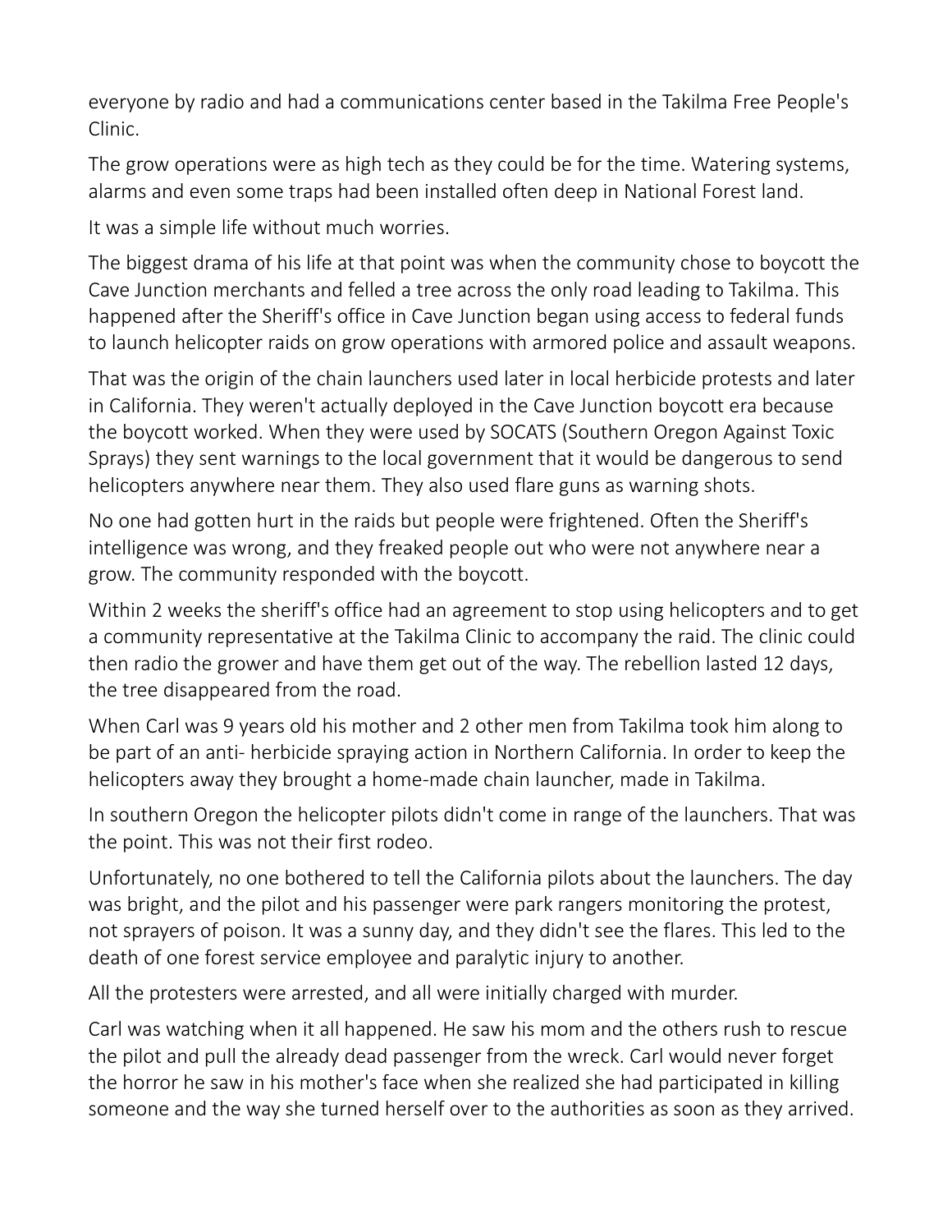everyone by radio and had a communications center based in the Takilma Free People's Clinic.

The grow operations were as high tech as they could be for the time. Watering systems, alarms and even some traps had been installed often deep in National Forest land.

It was a simple life without much worries.

The biggest drama of his life at that point was when the community chose to boycott the Cave Junction merchants and felled a tree across the only road leading to Takilma. This happened after the Sheriff's office in Cave Junction began using access to federal funds to launch helicopter raids on grow operations with armored police and assault weapons.

That was the origin of the chain launchers used later in local herbicide protests and later in California. They weren't actually deployed in the Cave Junction boycott era because the boycott worked. When they were used by SOCATS (Southern Oregon Against Toxic Sprays) they sent warnings to the local government that it would be dangerous to send helicopters anywhere near them. They also used flare guns as warning shots.

No one had gotten hurt in the raids but people were frightened. Often the Sheriff's intelligence was wrong, and they freaked people out who were not anywhere near a grow. The community responded with the boycott.

Within 2 weeks the sheriff's office had an agreement to stop using helicopters and to get a community representative at the Takilma Clinic to accompany the raid. The clinic could then radio the grower and have them get out of the way. The rebellion lasted 12 days, the tree disappeared from the road.

When Carl was 9 years old his mother and 2 other men from Takilma took him along to be part of an anti- herbicide spraying action in Northern California. In order to keep the helicopters away they brought a home-made chain launcher, made in Takilma.

In southern Oregon the helicopter pilots didn't come in range of the launchers. That was the point. This was not their first rodeo.

Unfortunately, no one bothered to tell the California pilots about the launchers. The day was bright, and the pilot and his passenger were park rangers monitoring the protest, not sprayers of poison. It was a sunny day, and they didn't see the flares. This led to the death of one forest service employee and paralytic injury to another.

All the protesters were arrested, and all were initially charged with murder.

Carl was watching when it all happened. He saw his mom and the others rush to rescue the pilot and pull the already dead passenger from the wreck. Carl would never forget the horror he saw in his mother's face when she realized she had participated in killing someone and the way she turned herself over to the authorities as soon as they arrived.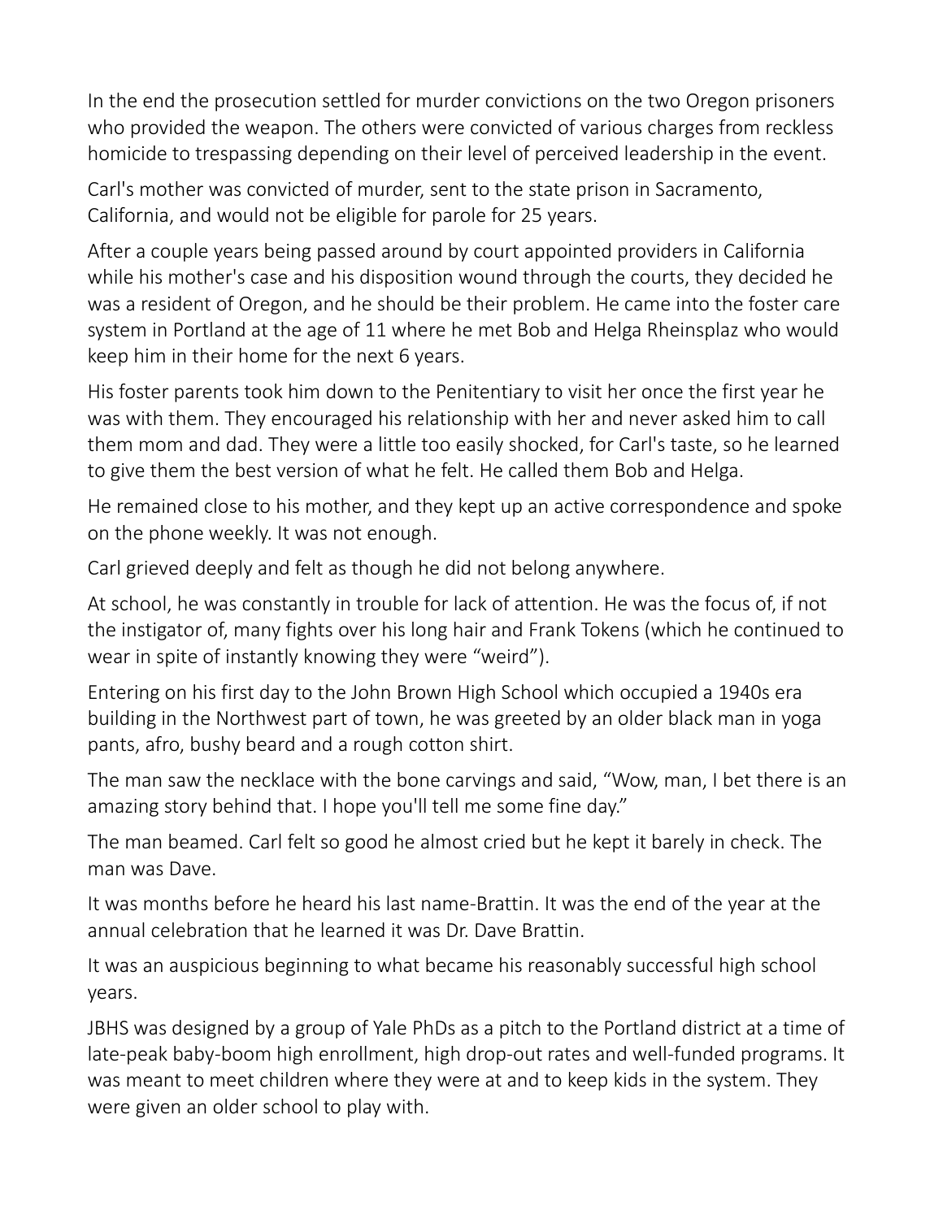In the end the prosecution settled for murder convictions on the two Oregon prisoners who provided the weapon. The others were convicted of various charges from reckless homicide to trespassing depending on their level of perceived leadership in the event.

Carl's mother was convicted of murder, sent to the state prison in Sacramento, California, and would not be eligible for parole for 25 years.

After a couple years being passed around by court appointed providers in California while his mother's case and his disposition wound through the courts, they decided he was a resident of Oregon, and he should be their problem. He came into the foster care system in Portland at the age of 11 where he met Bob and Helga Rheinsplaz who would keep him in their home for the next 6 years.

His foster parents took him down to the Penitentiary to visit her once the first year he was with them. They encouraged his relationship with her and never asked him to call them mom and dad. They were a little too easily shocked, for Carl's taste, so he learned to give them the best version of what he felt. He called them Bob and Helga.

He remained close to his mother, and they kept up an active correspondence and spoke on the phone weekly. It was not enough.

Carl grieved deeply and felt as though he did not belong anywhere.

At school, he was constantly in trouble for lack of attention. He was the focus of, if not the instigator of, many fights over his long hair and Frank Tokens (which he continued to wear in spite of instantly knowing they were "weird").

Entering on his first day to the John Brown High School which occupied a 1940s era building in the Northwest part of town, he was greeted by an older black man in yoga pants, afro, bushy beard and a rough cotton shirt.

The man saw the necklace with the bone carvings and said, "Wow, man, I bet there is an amazing story behind that. I hope you'll tell me some fine day."

The man beamed. Carl felt so good he almost cried but he kept it barely in check. The man was Dave.

It was months before he heard his last name-Brattin. It was the end of the year at the annual celebration that he learned it was Dr. Dave Brattin.

It was an auspicious beginning to what became his reasonably successful high school years.

JBHS was designed by a group of Yale PhDs as a pitch to the Portland district at a time of late-peak baby-boom high enrollment, high drop-out rates and well-funded programs. It was meant to meet children where they were at and to keep kids in the system. They were given an older school to play with.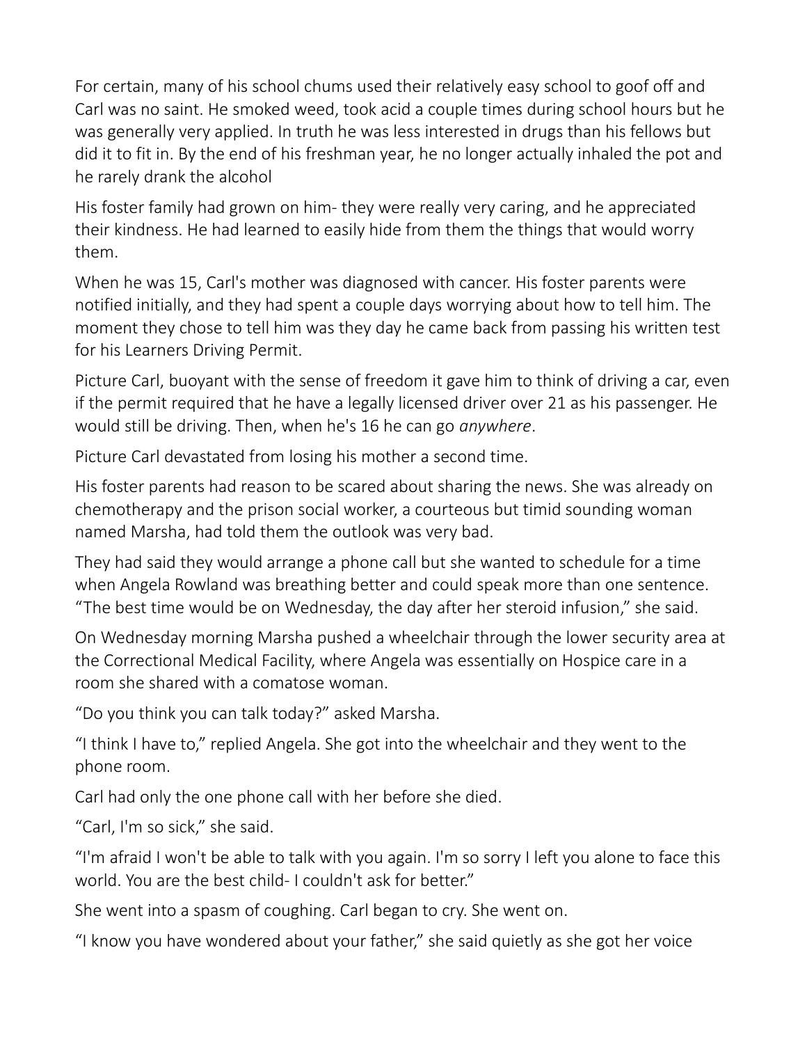For certain, many of his school chums used their relatively easy school to goof off and Carl was no saint. He smoked weed, took acid a couple times during school hours but he was generally very applied. In truth he was less interested in drugs than his fellows but did it to fit in. By the end of his freshman year, he no longer actually inhaled the pot and he rarely drank the alcohol

His foster family had grown on him- they were really very caring, and he appreciated their kindness. He had learned to easily hide from them the things that would worry them.

When he was 15, Carl's mother was diagnosed with cancer. His foster parents were notified initially, and they had spent a couple days worrying about how to tell him. The moment they chose to tell him was they day he came back from passing his written test for his Learners Driving Permit.

Picture Carl, buoyant with the sense of freedom it gave him to think of driving a car, even if the permit required that he have a legally licensed driver over 21 as his passenger. He would still be driving. Then, when he's 16 he can go *anywhere*.

Picture Carl devastated from losing his mother a second time.

His foster parents had reason to be scared about sharing the news. She was already on chemotherapy and the prison social worker, a courteous but timid sounding woman named Marsha, had told them the outlook was very bad.

They had said they would arrange a phone call but she wanted to schedule for a time when Angela Rowland was breathing better and could speak more than one sentence. “The best time would be on Wednesday, the day after her steroid infusion,” she said.

On Wednesday morning Marsha pushed a wheelchair through the lower security area at the Correctional Medical Facility, where Angela was essentially on Hospice care in a room she shared with a comatose woman.

“Do you think you can talk today?” asked Marsha.

“I think I have to,” replied Angela. She got into the wheelchair and they went to the phone room.

Carl had only the one phone call with her before she died.

“Carl, I'm so sick,” she said.

“I'm afraid I won't be able to talk with you again. I'm so sorry I left you alone to face this world. You are the best child- I couldn't ask for better.”

She went into a spasm of coughing. Carl began to cry. She went on.

“I know you have wondered about your father,” she said quietly as she got her voice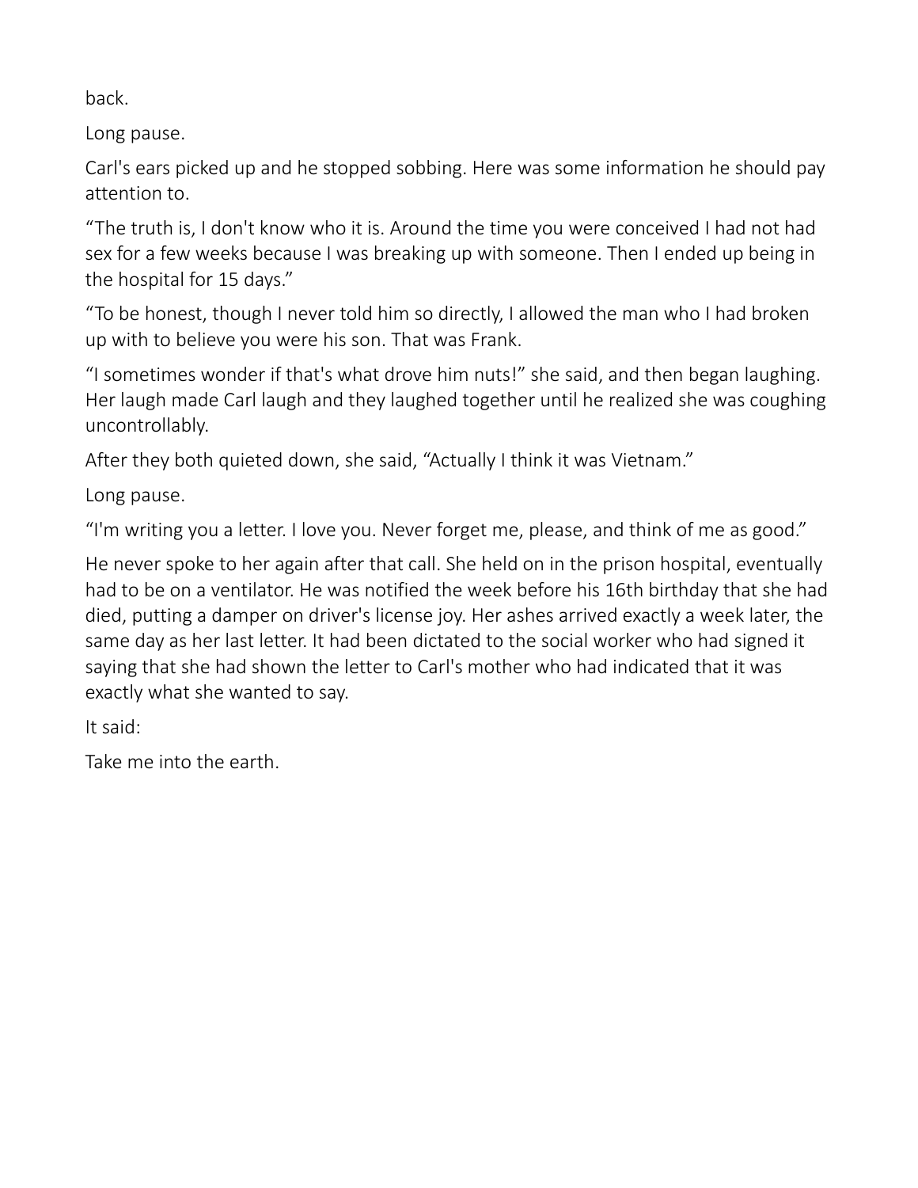back.

Long pause.

Carl's ears picked up and he stopped sobbing. Here was some information he should pay attention to.

“The truth is, I don't know who it is. Around the time you were conceived I had not had sex for a few weeks because I was breaking up with someone. Then I ended up being in the hospital for 15 days.”

“To be honest, though I never told him so directly, I allowed the man who I had broken up with to believe you were his son. That was Frank.

“I sometimes wonder if that's what drove him nuts!” she said, and then began laughing. Her laugh made Carl laugh and they laughed together until he realized she was coughing uncontrollably.

After they both quieted down, she said, “Actually I think it was Vietnam.”

Long pause.

“I'm writing you a letter. I love you. Never forget me, please, and think of me as good.”

He never spoke to her again after that call. She held on in the prison hospital, eventually had to be on a ventilator. He was notified the week before his 16th birthday that she had died, putting a damper on driver's license joy. Her ashes arrived exactly a week later, the same day as her last letter. It had been dictated to the social worker who had signed it saying that she had shown the letter to Carl's mother who had indicated that it was exactly what she wanted to say.

It said:

Take me into the earth.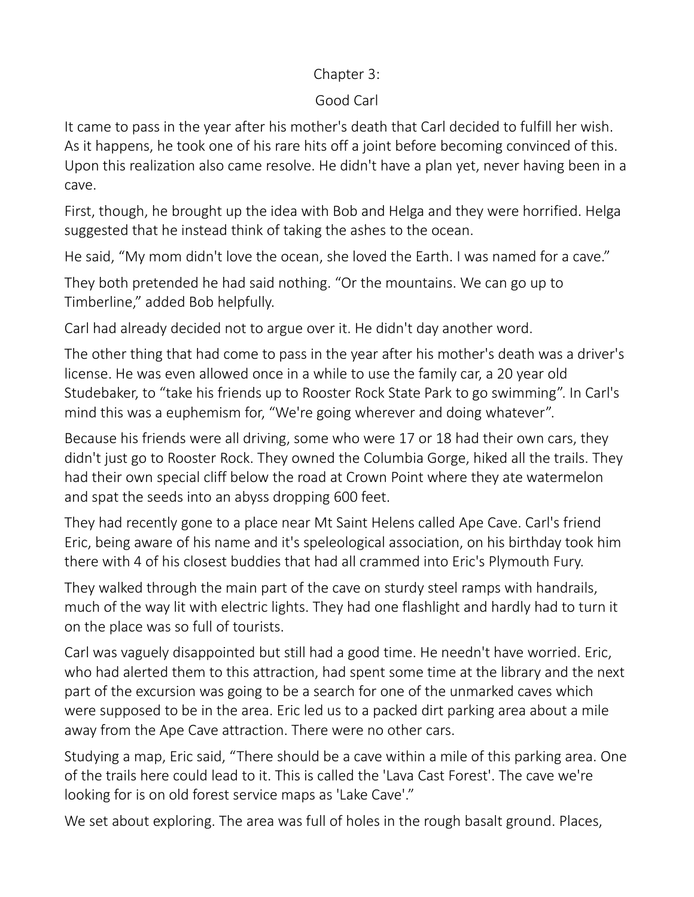# Chapter 3:

## Good Carl

It came to pass in the year after his mother's death that Carl decided to fulfill her wish. As it happens, he took one of his rare hits off a joint before becoming convinced of this. Upon this realization also came resolve. He didn't have a plan yet, never having been in a cave.

First, though, he brought up the idea with Bob and Helga and they were horrified. Helga suggested that he instead think of taking the ashes to the ocean.

He said, “My mom didn't love the ocean, she loved the Earth. I was named for a cave.”

They both pretended he had said nothing. “Or the mountains. We can go up to Timberline,” added Bob helpfully.

Carl had already decided not to argue over it. He didn't day another word.

The other thing that had come to pass in the year after his mother's death was a driver's license. He was even allowed once in a while to use the family car, a 20 year old Studebaker, to “take his friends up to Rooster Rock State Park to go swimming”. In Carl's mind this was a euphemism for, “We're going wherever and doing whatever”.

Because his friends were all driving, some who were 17 or 18 had their own cars, they didn't just go to Rooster Rock. They owned the Columbia Gorge, hiked all the trails. They had their own special cliff below the road at Crown Point where they ate watermelon and spat the seeds into an abyss dropping 600 feet.

They had recently gone to a place near Mt Saint Helens called Ape Cave. Carl's friend Eric, being aware of his name and it's speleological association, on his birthday took him there with 4 of his closest buddies that had all crammed into Eric's Plymouth Fury.

They walked through the main part of the cave on sturdy steel ramps with handrails, much of the way lit with electric lights. They had one flashlight and hardly had to turn it on the place was so full of tourists.

Carl was vaguely disappointed but still had a good time. He needn't have worried. Eric, who had alerted them to this attraction, had spent some time at the library and the next part of the excursion was going to be a search for one of the unmarked caves which were supposed to be in the area. Eric led us to a packed dirt parking area about a mile away from the Ape Cave attraction. There were no other cars.

Studying a map, Eric said, “There should be a cave within a mile of this parking area. One of the trails here could lead to it. This is called the 'Lava Cast Forest'. The cave we're looking for is on old forest service maps as 'Lake Cave'.”

We set about exploring. The area was full of holes in the rough basalt ground. Places,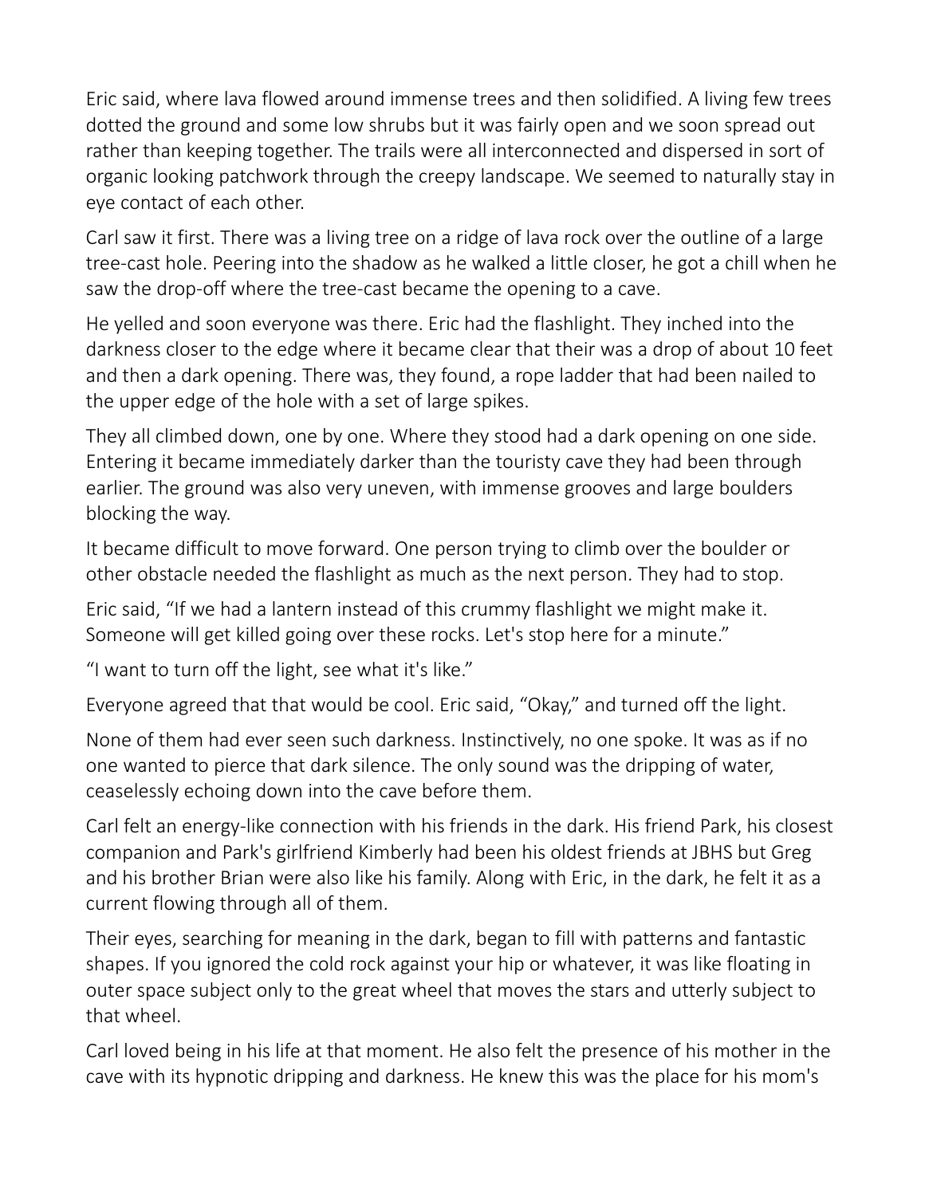Eric said, where lava flowed around immense trees and then solidified. A living few trees dotted the ground and some low shrubs but it was fairly open and we soon spread out rather than keeping together. The trails were all interconnected and dispersed in sort of organic looking patchwork through the creepy landscape. We seemed to naturally stay in eye contact of each other.

Carl saw it first. There was a living tree on a ridge of lava rock over the outline of a large tree-cast hole. Peering into the shadow as he walked a little closer, he got a chill when he saw the drop-off where the tree-cast became the opening to a cave.

He yelled and soon everyone was there. Eric had the flashlight. They inched into the darkness closer to the edge where it became clear that their was a drop of about 10 feet and then a dark opening. There was, they found, a rope ladder that had been nailed to the upper edge of the hole with a set of large spikes.

They all climbed down, one by one. Where they stood had a dark opening on one side. Entering it became immediately darker than the touristy cave they had been through earlier. The ground was also very uneven, with immense grooves and large boulders blocking the way.

It became difficult to move forward. One person trying to climb over the boulder or other obstacle needed the flashlight as much as the next person. They had to stop.

Eric said, “If we had a lantern instead of this crummy flashlight we might make it. Someone will get killed going over these rocks. Let's stop here for a minute.”

“I want to turn off the light, see what it's like.”

Everyone agreed that that would be cool. Eric said, “Okay,” and turned off the light.

None of them had ever seen such darkness. Instinctively, no one spoke. It was as if no one wanted to pierce that dark silence. The only sound was the dripping of water, ceaselessly echoing down into the cave before them.

Carl felt an energy-like connection with his friends in the dark. His friend Park, his closest companion and Park's girlfriend Kimberly had been his oldest friends at JBHS but Greg and his brother Brian were also like his family. Along with Eric, in the dark, he felt it as a current flowing through all of them.

Their eyes, searching for meaning in the dark, began to fill with patterns and fantastic shapes. If you ignored the cold rock against your hip or whatever, it was like floating in outer space subject only to the great wheel that moves the stars and utterly subject to that wheel.

Carl loved being in his life at that moment. He also felt the presence of his mother in the cave with its hypnotic dripping and darkness. He knew this was the place for his mom's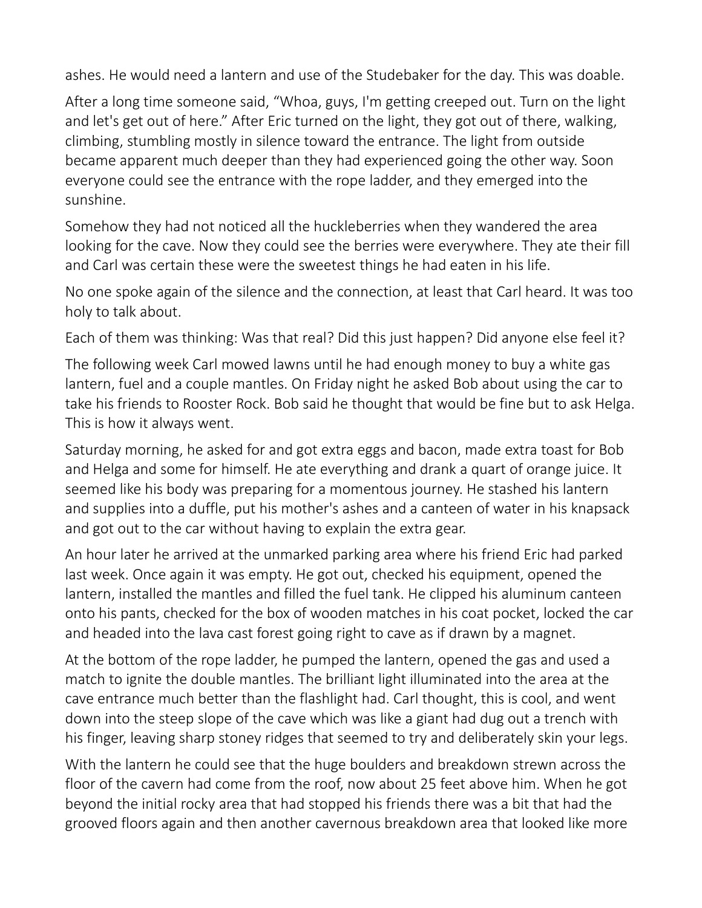ashes. He would need a lantern and use of the Studebaker for the day. This was doable.

After a long time someone said, “Whoa, guys, I'm getting creeped out. Turn on the light and let's get out of here.” After Eric turned on the light, they got out of there, walking, climbing, stumbling mostly in silence toward the entrance. The light from outside became apparent much deeper than they had experienced going the other way. Soon everyone could see the entrance with the rope ladder, and they emerged into the sunshine.

Somehow they had not noticed all the huckleberries when they wandered the area looking for the cave. Now they could see the berries were everywhere. They ate their fill and Carl was certain these were the sweetest things he had eaten in his life.

No one spoke again of the silence and the connection, at least that Carl heard. It was too holy to talk about.

Each of them was thinking: Was that real? Did this just happen? Did anyone else feel it?

The following week Carl mowed lawns until he had enough money to buy a white gas lantern, fuel and a couple mantles. On Friday night he asked Bob about using the car to take his friends to Rooster Rock. Bob said he thought that would be fine but to ask Helga. This is how it always went.

Saturday morning, he asked for and got extra eggs and bacon, made extra toast for Bob and Helga and some for himself. He ate everything and drank a quart of orange juice. It seemed like his body was preparing for a momentous journey. He stashed his lantern and supplies into a duffle, put his mother's ashes and a canteen of water in his knapsack and got out to the car without having to explain the extra gear.

An hour later he arrived at the unmarked parking area where his friend Eric had parked last week. Once again it was empty. He got out, checked his equipment, opened the lantern, installed the mantles and filled the fuel tank. He clipped his aluminum canteen onto his pants, checked for the box of wooden matches in his coat pocket, locked the car and headed into the lava cast forest going right to cave as if drawn by a magnet.

At the bottom of the rope ladder, he pumped the lantern, opened the gas and used a match to ignite the double mantles. The brilliant light illuminated into the area at the cave entrance much better than the flashlight had. Carl thought, this is cool, and went down into the steep slope of the cave which was like a giant had dug out a trench with his finger, leaving sharp stoney ridges that seemed to try and deliberately skin your legs.

With the lantern he could see that the huge boulders and breakdown strewn across the floor of the cavern had come from the roof, now about 25 feet above him. When he got beyond the initial rocky area that had stopped his friends there was a bit that had the grooved floors again and then another cavernous breakdown area that looked like more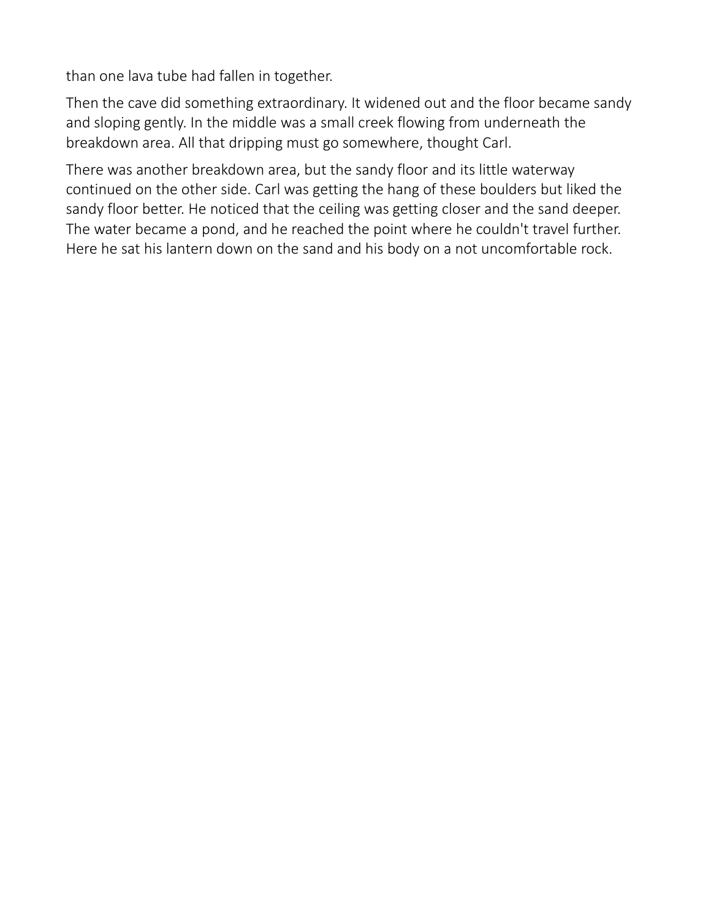than one lava tube had fallen in together.

Then the cave did something extraordinary. It widened out and the floor became sandy and sloping gently. In the middle was a small creek flowing from underneath the breakdown area. All that dripping must go somewhere, thought Carl.

There was another breakdown area, but the sandy floor and its little waterway continued on the other side. Carl was getting the hang of these boulders but liked the sandy floor better. He noticed that the ceiling was getting closer and the sand deeper. The water became a pond, and he reached the point where he couldn't travel further. Here he sat his lantern down on the sand and his body on a not uncomfortable rock.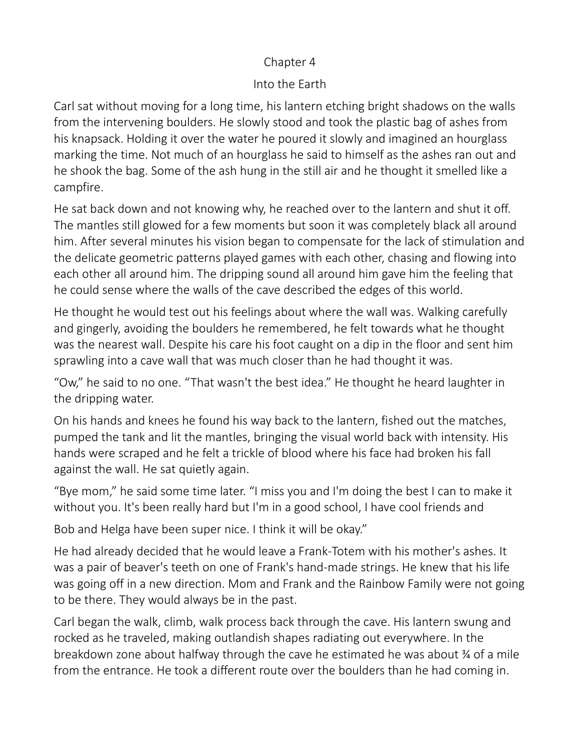# Chapter 4

## Into the Earth

Carl sat without moving for a long time, his lantern etching bright shadows on the walls from the intervening boulders. He slowly stood and took the plastic bag of ashes from his knapsack. Holding it over the water he poured it slowly and imagined an hourglass marking the time. Not much of an hourglass he said to himself as the ashes ran out and he shook the bag. Some of the ash hung in the still air and he thought it smelled like a campfire.

He sat back down and not knowing why, he reached over to the lantern and shut it off. The mantles still glowed for a few moments but soon it was completely black all around him. After several minutes his vision began to compensate for the lack of stimulation and the delicate geometric patterns played games with each other, chasing and flowing into each other all around him. The dripping sound all around him gave him the feeling that he could sense where the walls of the cave described the edges of this world.

He thought he would test out his feelings about where the wall was. Walking carefully and gingerly, avoiding the boulders he remembered, he felt towards what he thought was the nearest wall. Despite his care his foot caught on a dip in the floor and sent him sprawling into a cave wall that was much closer than he had thought it was.

"Ow," he said to no one. "That wasn't the best idea." He thought he heard laughter in the dripping water.

On his hands and knees he found his way back to the lantern, fished out the matches, pumped the tank and lit the mantles, bringing the visual world back with intensity. His hands were scraped and he felt a trickle of blood where his face had broken his fall against the wall. He sat quietly again.

"Bye mom," he said some time later. "I miss you and I'm doing the best I can to make it without you. It's been really hard but I'm in a good school, I have cool friends and Bob and Helga have been super nice. I think it will be okay."

He had already decided that he would leave a Frank-Totem with his mother's ashes. It was a pair of beaver's teeth on one of Frank's hand-made strings. He knew that his life was going off in a new direction. Mom and Frank and the Rainbow Family were not going to be there. They would always be in the past.

Carl began the walk, climb, walk process back through the cave. His lantern swung and rocked as he traveled, making outlandish shapes radiating out everywhere. In the breakdown zone about halfway through the cave he estimated he was about ¾ of a mile from the entrance. He took a different route over the boulders than he had coming in.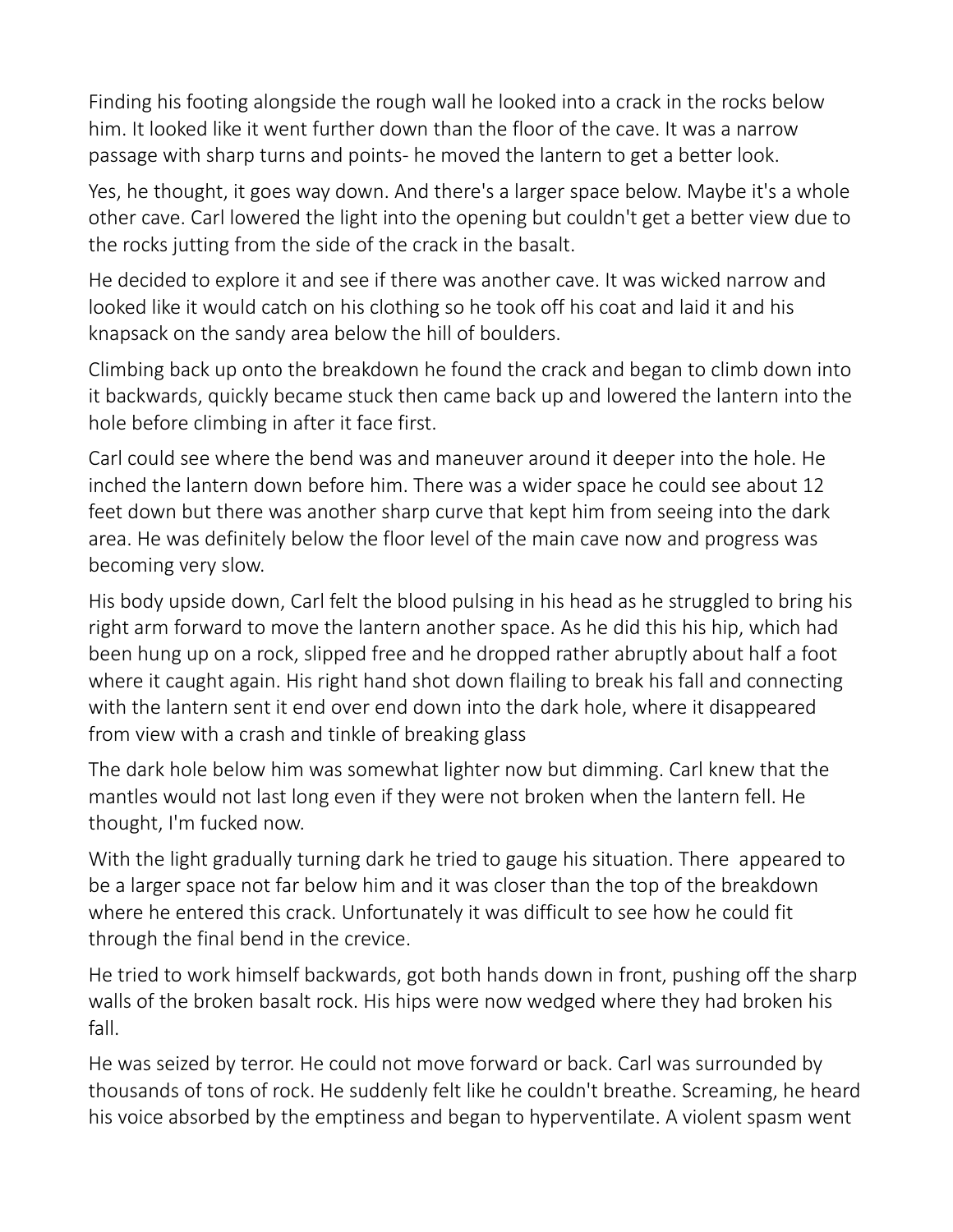Finding his footing alongside the rough wall he looked into a crack in the rocks below him. It looked like it went further down than the floor of the cave. It was a narrow passage with sharp turns and points- he moved the lantern to get a better look.

Yes, he thought, it goes way down. And there's a larger space below. Maybe it's a whole other cave. Carl lowered the light into the opening but couldn't get a better view due to the rocks jutting from the side of the crack in the basalt.

He decided to explore it and see if there was another cave. It was wicked narrow and looked like it would catch on his clothing so he took off his coat and laid it and his knapsack on the sandy area below the hill of boulders.

Climbing back up onto the breakdown he found the crack and began to climb down into it backwards, quickly became stuck then came back up and lowered the lantern into the hole before climbing in after it face first.

Carl could see where the bend was and maneuver around it deeper into the hole. He inched the lantern down before him. There was a wider space he could see about 12 feet down but there was another sharp curve that kept him from seeing into the dark area. He was definitely below the floor level of the main cave now and progress was becoming very slow.

His body upside down, Carl felt the blood pulsing in his head as he struggled to bring his right arm forward to move the lantern another space. As he did this his hip, which had been hung up on a rock, slipped free and he dropped rather abruptly about half a foot where it caught again. His right hand shot down flailing to break his fall and connecting with the lantern sent it end over end down into the dark hole, where it disappeared from view with a crash and tinkle of breaking glass

The dark hole below him was somewhat lighter now but dimming. Carl knew that the mantles would not last long even if they were not broken when the lantern fell. He thought, I'm fucked now.

With the light gradually turning dark he tried to gauge his situation. There appeared to be a larger space not far below him and it was closer than the top of the breakdown where he entered this crack. Unfortunately it was difficult to see how he could fit through the final bend in the crevice.

He tried to work himself backwards, got both hands down in front, pushing off the sharp walls of the broken basalt rock. His hips were now wedged where they had broken his fall.

He was seized by terror. He could not move forward or back. Carl was surrounded by thousands of tons of rock. He suddenly felt like he couldn't breathe. Screaming, he heard his voice absorbed by the emptiness and began to hyperventilate. A violent spasm went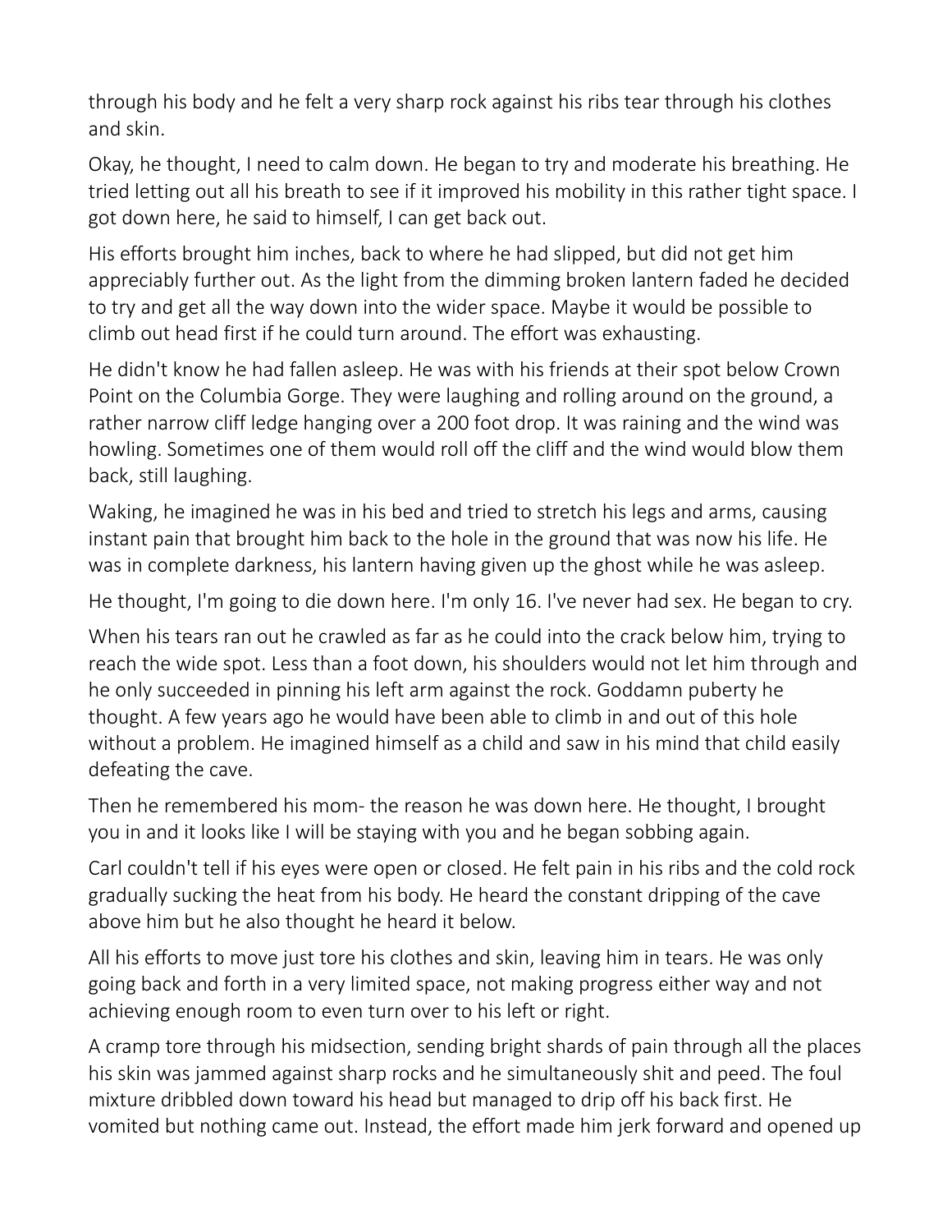through his body and he felt a very sharp rock against his ribs tear through his clothes and skin.

Okay, he thought, I need to calm down. He began to try and moderate his breathing. He tried letting out all his breath to see if it improved his mobility in this rather tight space. I got down here, he said to himself, I can get back out.

His efforts brought him inches, back to where he had slipped, but did not get him appreciably further out. As the light from the dimming broken lantern faded he decided to try and get all the way down into the wider space. Maybe it would be possible to climb out head first if he could turn around. The effort was exhausting.

He didn't know he had fallen asleep. He was with his friends at their spot below Crown Point on the Columbia Gorge. They were laughing and rolling around on the ground, a rather narrow cliff ledge hanging over a 200 foot drop. It was raining and the wind was howling. Sometimes one of them would roll off the cliff and the wind would blow them back, still laughing.

Waking, he imagined he was in his bed and tried to stretch his legs and arms, causing instant pain that brought him back to the hole in the ground that was now his life. He was in complete darkness, his lantern having given up the ghost while he was asleep.

He thought, I'm going to die down here. I'm only 16. I've never had sex. He began to cry.

When his tears ran out he crawled as far as he could into the crack below him, trying to reach the wide spot. Less than a foot down, his shoulders would not let him through and he only succeeded in pinning his left arm against the rock. Goddamn puberty he thought. A few years ago he would have been able to climb in and out of this hole without a problem. He imagined himself as a child and saw in his mind that child easily defeating the cave.

Then he remembered his mom- the reason he was down here. He thought, I brought you in and it looks like I will be staying with you and he began sobbing again.

Carl couldn't tell if his eyes were open or closed. He felt pain in his ribs and the cold rock gradually sucking the heat from his body. He heard the constant dripping of the cave above him but he also thought he heard it below.

All his efforts to move just tore his clothes and skin, leaving him in tears. He was only going back and forth in a very limited space, not making progress either way and not achieving enough room to even turn over to his left or right.

A cramp tore through his midsection, sending bright shards of pain through all the places his skin was jammed against sharp rocks and he simultaneously shit and peed. The foul mixture dribbled down toward his head but managed to drip off his back first. He vomited but nothing came out. Instead, the effort made him jerk forward and opened up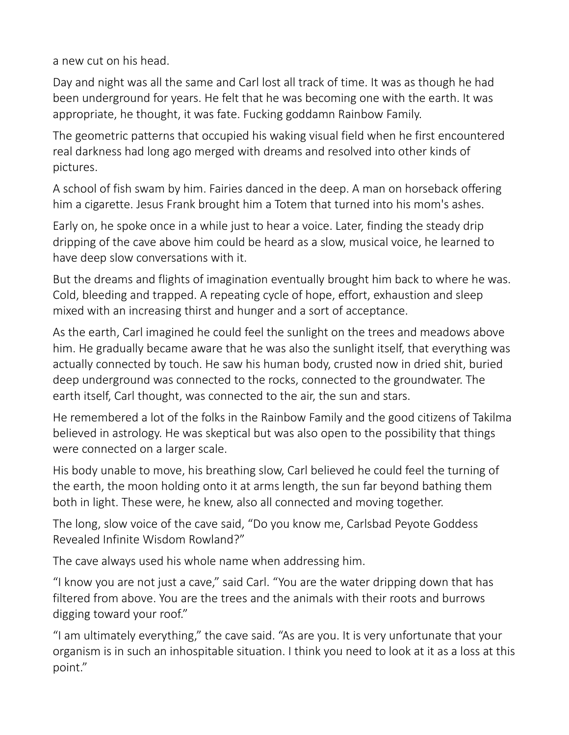a new cut on his head.

Day and night was all the same and Carl lost all track of time. It was as though he had been underground for years. He felt that he was becoming one with the earth. It was appropriate, he thought, it was fate. Fucking goddamn Rainbow Family.

The geometric patterns that occupied his waking visual field when he first encountered real darkness had long ago merged with dreams and resolved into other kinds of pictures.

A school of fish swam by him. Fairies danced in the deep. A man on horseback offering him a cigarette. Jesus Frank brought him a Totem that turned into his mom's ashes.

Early on, he spoke once in a while just to hear a voice. Later, finding the steady drip dripping of the cave above him could be heard as a slow, musical voice, he learned to have deep slow conversations with it.

But the dreams and flights of imagination eventually brought him back to where he was. Cold, bleeding and trapped. A repeating cycle of hope, effort, exhaustion and sleep mixed with an increasing thirst and hunger and a sort of acceptance.

As the earth, Carl imagined he could feel the sunlight on the trees and meadows above him. He gradually became aware that he was also the sunlight itself, that everything was actually connected by touch. He saw his human body, crusted now in dried shit, buried deep underground was connected to the rocks, connected to the groundwater. The earth itself, Carl thought, was connected to the air, the sun and stars.

He remembered a lot of the folks in the Rainbow Family and the good citizens of Takilma believed in astrology. He was skeptical but was also open to the possibility that things were connected on a larger scale.

His body unable to move, his breathing slow, Carl believed he could feel the turning of the earth, the moon holding onto it at arms length, the sun far beyond bathing them both in light. These were, he knew, also all connected and moving together.

The long, slow voice of the cave said, "Do you know me, Carlsbad Peyote Goddess Revealed Infinite Wisdom Rowland?"

The cave always used his whole name when addressing him.

"I know you are not just a cave," said Carl. "You are the water dripping down that has filtered from above. You are the trees and the animals with their roots and burrows digging toward your roof."

"I am ultimately everything," the cave said. "As are you. It is very unfortunate that your organism is in such an inhospitable situation. I think you need to look at it as a loss at this point."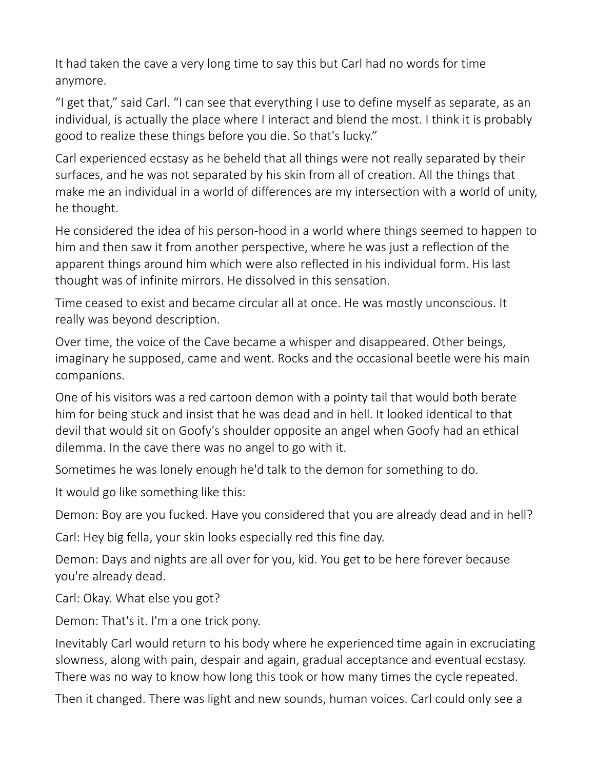It had taken the cave a very long time to say this but Carl had no words for time anymore.

"I get that," said Carl. "I can see that everything I use to define myself as separate, as an individual, is actually the place where I interact and blend the most. I think it is probably good to realize these things before you die. So that's lucky."

Carl experienced ecstasy as he beheld that all things were not really separated by their surfaces, and he was not separated by his skin from all of creation. All the things that make me an individual in a world of differences are my intersection with a world of unity, he thought.

He considered the idea of his person-hood in a world where things seemed to happen to him and then saw it from another perspective, where he was just a reflection of the apparent things around him which were also reflected in his individual form. His last thought was of infinite mirrors. He dissolved in this sensation.

Time ceased to exist and became circular all at once. He was mostly unconscious. It really was beyond description.

Over time, the voice of the Cave became a whisper and disappeared. Other beings, imaginary he supposed, came and went. Rocks and the occasional beetle were his main companions.

One of his visitors was a red cartoon demon with a pointy tail that would both berate him for being stuck and insist that he was dead and in hell. It looked identical to that devil that would sit on Goofy's shoulder opposite an angel when Goofy had an ethical dilemma. In the cave there was no angel to go with it.

Sometimes he was lonely enough he'd talk to the demon for something to do.

It would go like something like this:

Demon: Boy are you fucked. Have you considered that you are already dead and in hell?

Carl: Hey big fella, your skin looks especially red this fine day.

Demon: Days and nights are all over for you, kid. You get to be here forever because you're already dead.

Carl: Okay. What else you got?

Demon: That's it. I'm a one trick pony.

Inevitably Carl would return to his body where he experienced time again in excruciating slowness, along with pain, despair and again, gradual acceptance and eventual ecstasy. There was no way to know how long this took or how many times the cycle repeated.

Then it changed. There was light and new sounds, human voices. Carl could only see a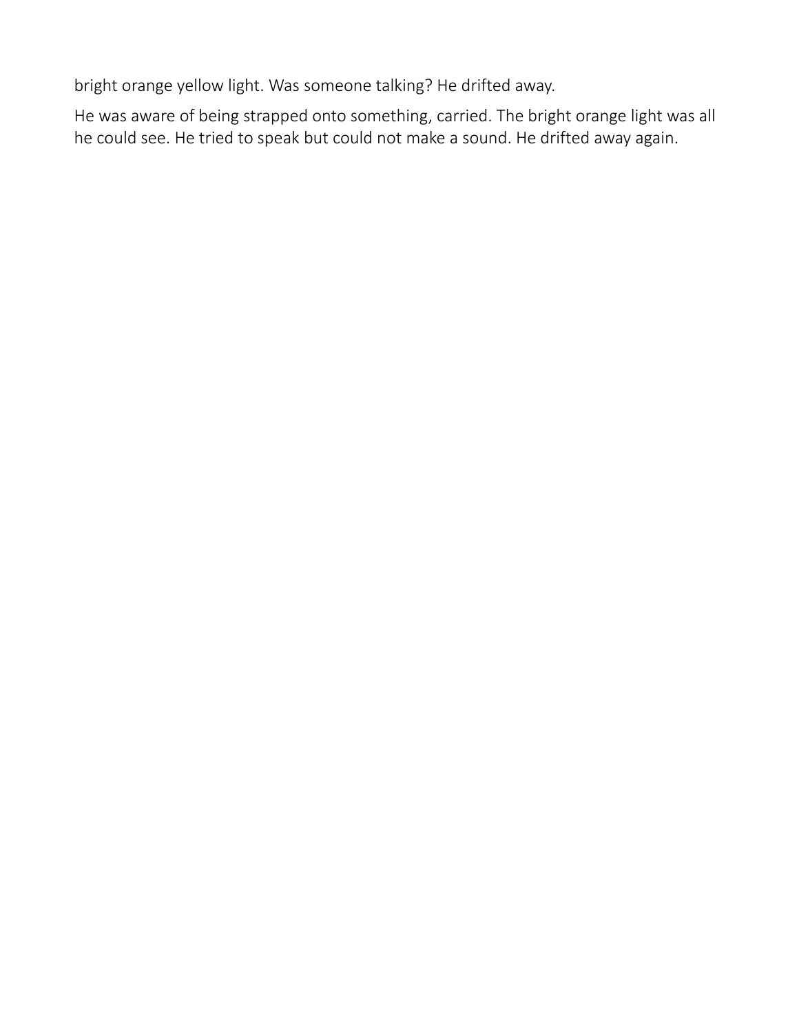bright orange yellow light. Was someone talking? He drifted away.

He was aware of being strapped onto something, carried. The bright orange light was all he could see. He tried to speak but could not make a sound. He drifted away again.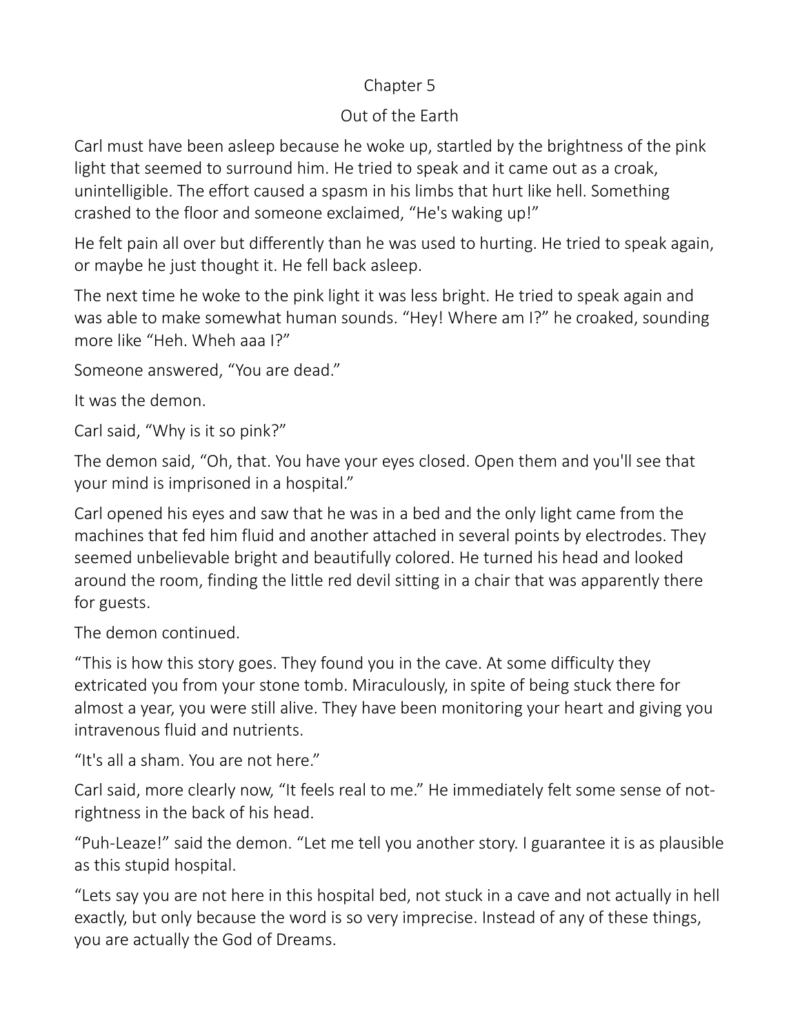# Chapter 5

## Out of the Earth

Carl must have been asleep because he woke up, startled by the brightness of the pink light that seemed to surround him. He tried to speak and it came out as a croak, unintelligible. The effort caused a spasm in his limbs that hurt like hell. Something crashed to the floor and someone exclaimed, "He's waking up!"

He felt pain all over but differently than he was used to hurting. He tried to speak again, or maybe he just thought it. He fell back asleep.

The next time he woke to the pink light it was less bright. He tried to speak again and was able to make somewhat human sounds. "Hey! Where am I?" he croaked, sounding more like "Heh. Wheh aaa I?"

Someone answered, "You are dead."

It was the demon.

Carl said, "Why is it so pink?"

The demon said, "Oh, that. You have your eyes closed. Open them and you'll see that your mind is imprisoned in a hospital."

Carl opened his eyes and saw that he was in a bed and the only light came from the machines that fed him fluid and another attached in several points by electrodes. They seemed unbelievable bright and beautifully colored. He turned his head and looked around the room, finding the little red devil sitting in a chair that was apparently there for guests.

The demon continued.

"This is how this story goes. They found you in the cave. At some difficulty they extricated you from your stone tomb. Miraculously, in spite of being stuck there for almost a year, you were still alive. They have been monitoring your heart and giving you intravenous fluid and nutrients.

"It's all a sham. You are not here."

Carl said, more clearly now, "It feels real to me." He immediately felt some sense of not-rightness in the back of his head.

"Puh-Leaze!" said the demon. "Let me tell you another story. I guarantee it is as plausible as this stupid hospital.

"Lets say you are not here in this hospital bed, not stuck in a cave and not actually in hell exactly, but only because the word is so very imprecise. Instead of any of these things, you are actually the God of Dreams.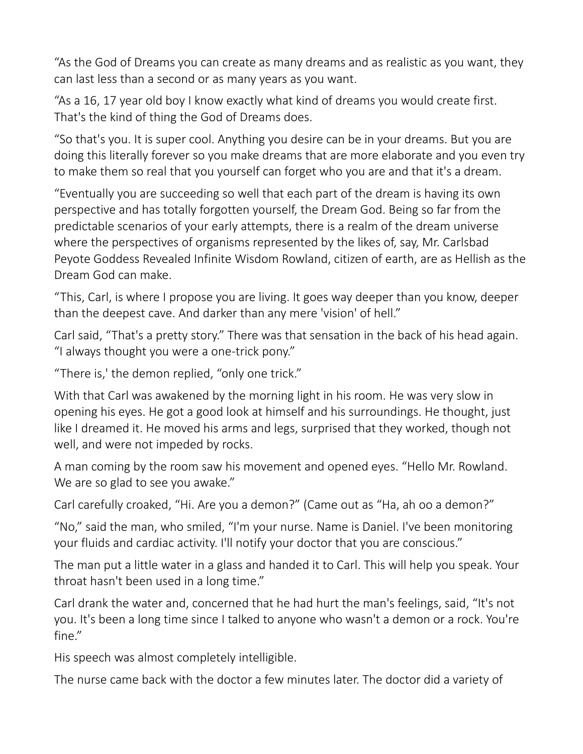“As the God of Dreams you can create as many dreams and as realistic as you want, they can last less than a second or as many years as you want.

“As a 16, 17 year old boy I know exactly what kind of dreams you would create first. That's the kind of thing the God of Dreams does.

“So that's you. It is super cool. Anything you desire can be in your dreams. But you are doing this literally forever so you make dreams that are more elaborate and you even try to make them so real that you yourself can forget who you are and that it's a dream.

“Eventually you are succeeding so well that each part of the dream is having its own perspective and has totally forgotten yourself, the Dream God. Being so far from the predictable scenarios of your early attempts, there is a realm of the dream universe where the perspectives of organisms represented by the likes of, say, Mr. Carlsbad Peyote Goddess Revealed Infinite Wisdom Rowland, citizen of earth, are as Hellish as the Dream God can make.

“This, Carl, is where I propose you are living. It goes way deeper than you know, deeper than the deepest cave. And darker than any mere 'vision' of hell.”

Carl said, “That's a pretty story.” There was that sensation in the back of his head again. “I always thought you were a one-trick pony.”

“There is,' the demon replied, “only one trick.”

With that Carl was awakened by the morning light in his room. He was very slow in opening his eyes. He got a good look at himself and his surroundings. He thought, just like I dreamed it. He moved his arms and legs, surprised that they worked, though not well, and were not impeded by rocks.

A man coming by the room saw his movement and opened eyes. “Hello Mr. Rowland. We are so glad to see you awake.”

Carl carefully croaked, “Hi. Are you a demon?” (Came out as “Ha, ah oo a demon?”

“No,” said the man, who smiled, “I'm your nurse. Name is Daniel. I've been monitoring your fluids and cardiac activity. I'll notify your doctor that you are conscious.”

The man put a little water in a glass and handed it to Carl. This will help you speak. Your throat hasn't been used in a long time.”

Carl drank the water and, concerned that he had hurt the man's feelings, said, “It's not you. It's been a long time since I talked to anyone who wasn't a demon or a rock. You're fine.”

His speech was almost completely intelligible.

The nurse came back with the doctor a few minutes later. The doctor did a variety of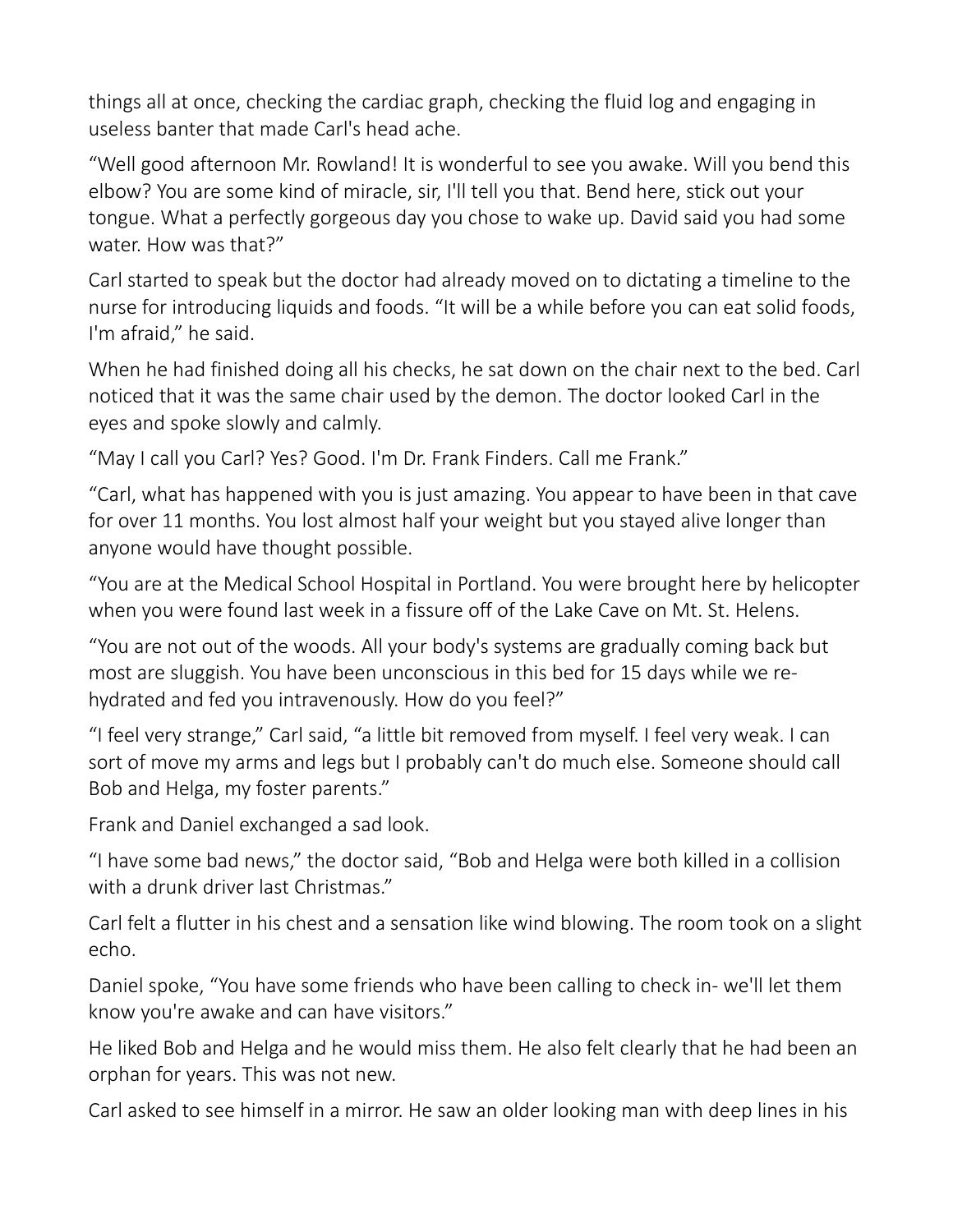things all at once, checking the cardiac graph, checking the fluid log and engaging in useless banter that made Carl's head ache.

“Well good afternoon Mr. Rowland! It is wonderful to see you awake. Will you bend this elbow? You are some kind of miracle, sir, I'll tell you that. Bend here, stick out your tongue. What a perfectly gorgeous day you chose to wake up. David said you had some water. How was that?”

Carl started to speak but the doctor had already moved on to dictating a timeline to the nurse for introducing liquids and foods. “It will be a while before you can eat solid foods, I'm afraid,” he said.

When he had finished doing all his checks, he sat down on the chair next to the bed. Carl noticed that it was the same chair used by the demon. The doctor looked Carl in the eyes and spoke slowly and calmly.

“May I call you Carl? Yes? Good. I'm Dr. Frank Finders. Call me Frank.”

“Carl, what has happened with you is just amazing. You appear to have been in that cave for over 11 months. You lost almost half your weight but you stayed alive longer than anyone would have thought possible.

“You are at the Medical School Hospital in Portland. You were brought here by helicopter when you were found last week in a fissure off of the Lake Cave on Mt. St. Helens.

“You are not out of the woods. All your body's systems are gradually coming back but most are sluggish. You have been unconscious in this bed for 15 days while we re-hydrated and fed you intravenously. How do you feel?”

“I feel very strange,” Carl said, “a little bit removed from myself. I feel very weak. I can sort of move my arms and legs but I probably can't do much else. Someone should call Bob and Helga, my foster parents.”

Frank and Daniel exchanged a sad look.

“I have some bad news,” the doctor said, “Bob and Helga were both killed in a collision with a drunk driver last Christmas.”

Carl felt a flutter in his chest and a sensation like wind blowing. The room took on a slight echo.

Daniel spoke, “You have some friends who have been calling to check in- we'll let them know you're awake and can have visitors.”

He liked Bob and Helga and he would miss them. He also felt clearly that he had been an orphan for years. This was not new.

Carl asked to see himself in a mirror. He saw an older looking man with deep lines in his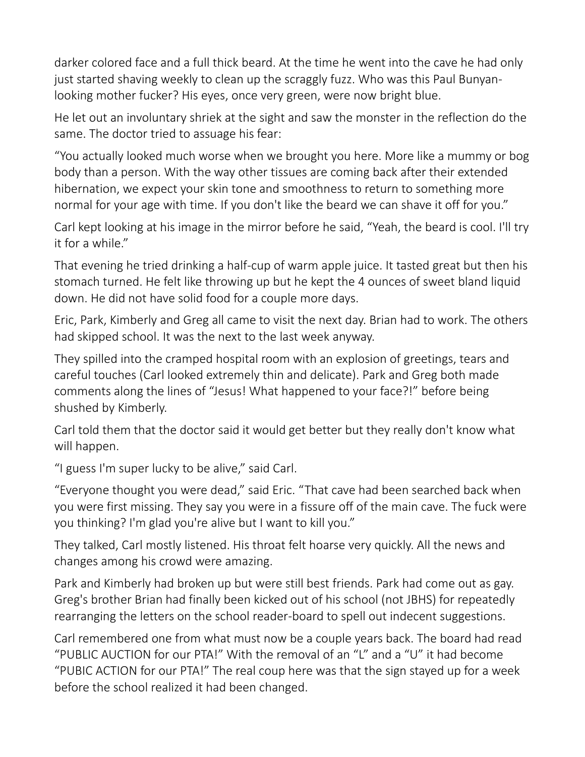darker colored face and a full thick beard. At the time he went into the cave he had only just started shaving weekly to clean up the scraggly fuzz. Who was this Paul Bunyan-looking mother fucker? His eyes, once very green, were now bright blue.

He let out an involuntary shriek at the sight and saw the monster in the reflection do the same. The doctor tried to assuage his fear:

“You actually looked much worse when we brought you here. More like a mummy or bog body than a person. With the way other tissues are coming back after their extended hibernation, we expect your skin tone and smoothness to return to something more normal for your age with time. If you don't like the beard we can shave it off for you.”

Carl kept looking at his image in the mirror before he said, “Yeah, the beard is cool. I'll try it for a while.”

That evening he tried drinking a half-cup of warm apple juice. It tasted great but then his stomach turned. He felt like throwing up but he kept the 4 ounces of sweet bland liquid down. He did not have solid food for a couple more days.

Eric, Park, Kimberly and Greg all came to visit the next day. Brian had to work. The others had skipped school. It was the next to the last week anyway.

They spilled into the cramped hospital room with an explosion of greetings, tears and careful touches (Carl looked extremely thin and delicate). Park and Greg both made comments along the lines of “Jesus! What happened to your face?!” before being shushed by Kimberly.

Carl told them that the doctor said it would get better but they really don't know what will happen.

“I guess I'm super lucky to be alive,” said Carl.

“Everyone thought you were dead,” said Eric. “That cave had been searched back when you were first missing. They say you were in a fissure off of the main cave. The fuck were you thinking? I'm glad you're alive but I want to kill you.”

They talked, Carl mostly listened. His throat felt hoarse very quickly. All the news and changes among his crowd were amazing.

Park and Kimberly had broken up but were still best friends. Park had come out as gay. Greg's brother Brian had finally been kicked out of his school (not JBHS) for repeatedly rearranging the letters on the school reader-board to spell out indecent suggestions.

Carl remembered one from what must now be a couple years back. The board had read “PUBLIC AUCTION for our PTA!” With the removal of an “L” and a “U” it had become “PUBIC ACTION for our PTA!” The real coup here was that the sign stayed up for a week before the school realized it had been changed.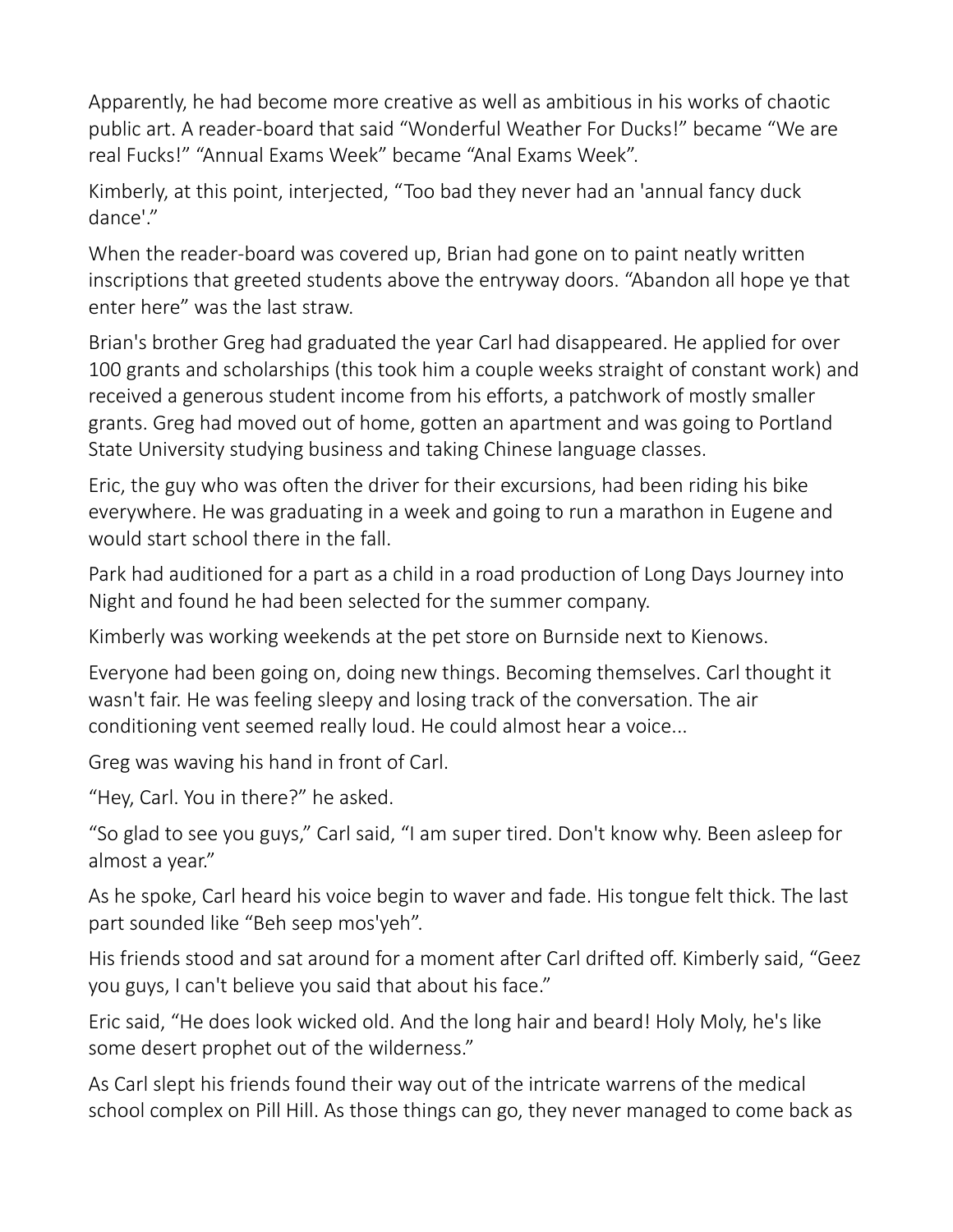Apparently, he had become more creative as well as ambitious in his works of chaotic public art. A reader-board that said “Wonderful Weather For Ducks!” became “We are real Fucks!” “Annual Exams Week” became “Anal Exams Week”.

Kimberly, at this point, interjected, “Too bad they never had an 'annual fancy duck dance'.”

When the reader-board was covered up, Brian had gone on to paint neatly written inscriptions that greeted students above the entryway doors. “Abandon all hope ye that enter here” was the last straw.

Brian's brother Greg had graduated the year Carl had disappeared. He applied for over 100 grants and scholarships (this took him a couple weeks straight of constant work) and received a generous student income from his efforts, a patchwork of mostly smaller grants. Greg had moved out of home, gotten an apartment and was going to Portland State University studying business and taking Chinese language classes.

Eric, the guy who was often the driver for their excursions, had been riding his bike everywhere. He was graduating in a week and going to run a marathon in Eugene and would start school there in the fall.

Park had auditioned for a part as a child in a road production of Long Days Journey into Night and found he had been selected for the summer company.

Kimberly was working weekends at the pet store on Burnside next to Kienows.

Everyone had been going on, doing new things. Becoming themselves. Carl thought it wasn't fair. He was feeling sleepy and losing track of the conversation. The air conditioning vent seemed really loud. He could almost hear a voice...

Greg was waving his hand in front of Carl.

“Hey, Carl. You in there?” he asked.

“So glad to see you guys,” Carl said, “I am super tired. Don't know why. Been asleep for almost a year.”

As he spoke, Carl heard his voice begin to waver and fade. His tongue felt thick. The last part sounded like “Beh seep mos'yeh”.

His friends stood and sat around for a moment after Carl drifted off. Kimberly said, “Geez you guys, I can't believe you said that about his face.”

Eric said, “He does look wicked old. And the long hair and beard! Holy Moly, he's like some desert prophet out of the wilderness.”

As Carl slept his friends found their way out of the intricate warrens of the medical school complex on Pill Hill. As those things can go, they never managed to come back as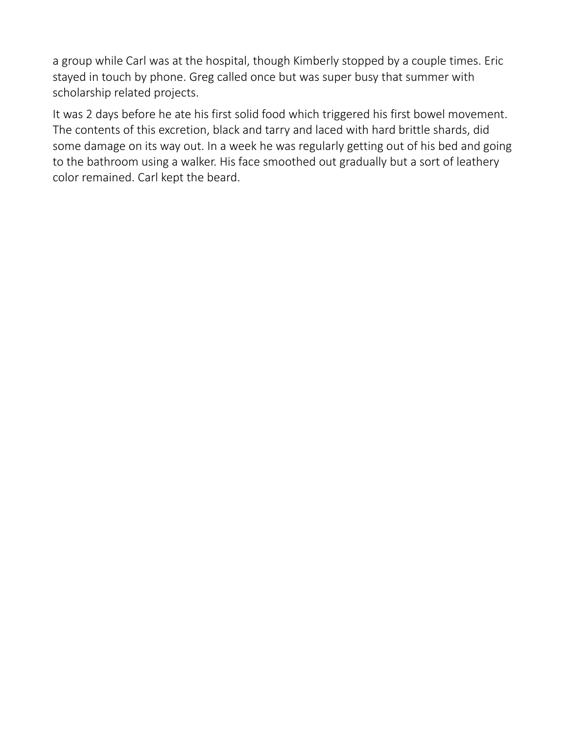a group while Carl was at the hospital, though Kimberly stopped by a couple times. Eric stayed in touch by phone. Greg called once but was super busy that summer with scholarship related projects.

It was 2 days before he ate his first solid food which triggered his first bowel movement. The contents of this excretion, black and tarry and laced with hard brittle shards, did some damage on its way out. In a week he was regularly getting out of his bed and going to the bathroom using a walker. His face smoothed out gradually but a sort of leathery color remained. Carl kept the beard.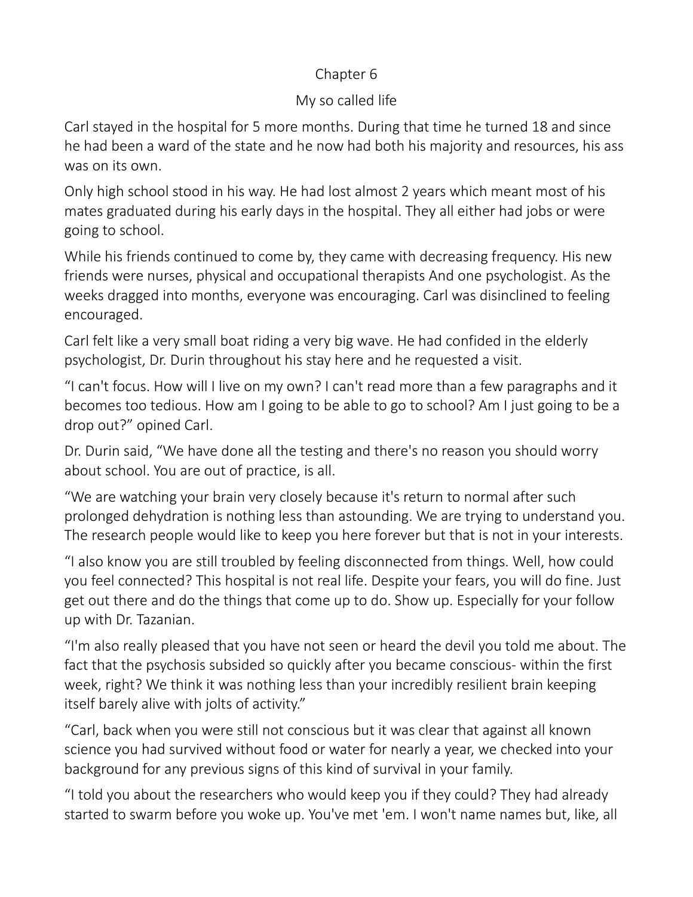# Chapter 6

## My so called life

Carl stayed in the hospital for 5 more months. During that time he turned 18 and since he had been a ward of the state and he now had both his majority and resources, his ass was on its own.

Only high school stood in his way. He had lost almost 2 years which meant most of his mates graduated during his early days in the hospital. They all either had jobs or were going to school.

While his friends continued to come by, they came with decreasing frequency. His new friends were nurses, physical and occupational therapists And one psychologist. As the weeks dragged into months, everyone was encouraging. Carl was disinclined to feeling encouraged.

Carl felt like a very small boat riding a very big wave. He had confided in the elderly psychologist, Dr. Durin throughout his stay here and he requested a visit.

"I can't focus. How will I live on my own? I can't read more than a few paragraphs and it becomes too tedious. How am I going to be able to go to school? Am I just going to be a drop out?" opined Carl.

Dr. Durin said, "We have done all the testing and there's no reason you should worry about school. You are out of practice, is all.

"We are watching your brain very closely because it's return to normal after such prolonged dehydration is nothing less than astounding. We are trying to understand you. The research people would like to keep you here forever but that is not in your interests.

"I also know you are still troubled by feeling disconnected from things. Well, how could you feel connected? This hospital is not real life. Despite your fears, you will do fine. Just get out there and do the things that come up to do. Show up. Especially for your follow up with Dr. Tazanian.

"I'm also really pleased that you have not seen or heard the devil you told me about. The fact that the psychosis subsided so quickly after you became conscious- within the first week, right? We think it was nothing less than your incredibly resilient brain keeping itself barely alive with jolts of activity."

"Carl, back when you were still not conscious but it was clear that against all known science you had survived without food or water for nearly a year, we checked into your background for any previous signs of this kind of survival in your family.

"I told you about the researchers who would keep you if they could? They had already started to swarm before you woke up. You've met 'em. I won't name names but, like, all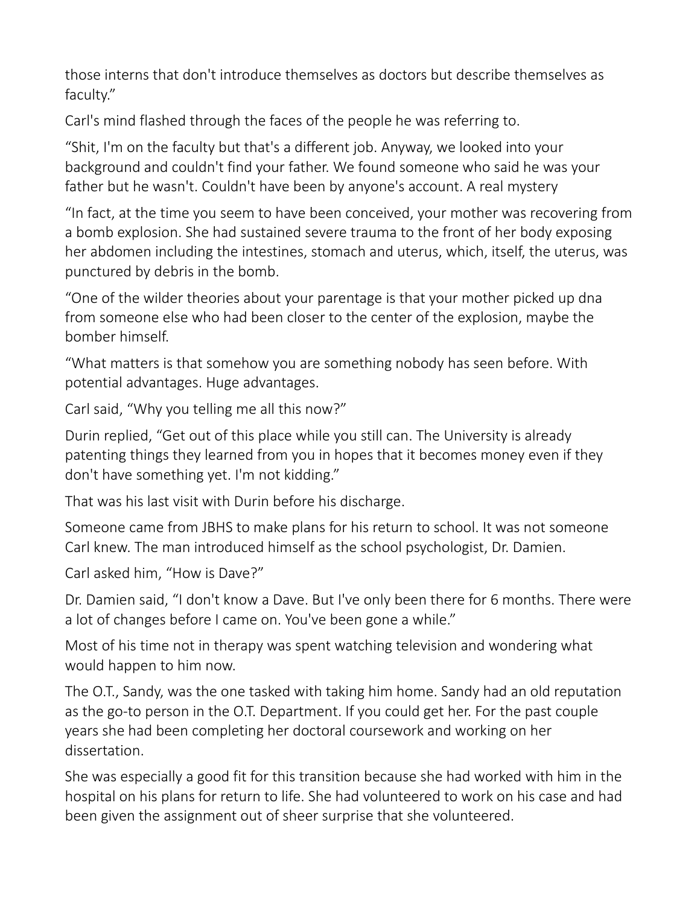those interns that don't introduce themselves as doctors but describe themselves as faculty."

Carl's mind flashed through the faces of the people he was referring to.

"Shit, I'm on the faculty but that's a different job. Anyway, we looked into your background and couldn't find your father. We found someone who said he was your father but he wasn't. Couldn't have been by anyone's account. A real mystery

"In fact, at the time you seem to have been conceived, your mother was recovering from a bomb explosion. She had sustained severe trauma to the front of her body exposing her abdomen including the intestines, stomach and uterus, which, itself, the uterus, was punctured by debris in the bomb.

"One of the wilder theories about your parentage is that your mother picked up dna from someone else who had been closer to the center of the explosion, maybe the bomber himself.

"What matters is that somehow you are something nobody has seen before. With potential advantages. Huge advantages.

Carl said, "Why you telling me all this now?"

Durin replied, "Get out of this place while you still can. The University is already patenting things they learned from you in hopes that it becomes money even if they don't have something yet. I'm not kidding."

That was his last visit with Durin before his discharge.

Someone came from JBHS to make plans for his return to school. It was not someone Carl knew. The man introduced himself as the school psychologist, Dr. Damien.

Carl asked him, "How is Dave?"

Dr. Damien said, "I don't know a Dave. But I've only been there for 6 months. There were a lot of changes before I came on. You've been gone a while."

Most of his time not in therapy was spent watching television and wondering what would happen to him now.

The O.T., Sandy, was the one tasked with taking him home. Sandy had an old reputation as the go-to person in the O.T. Department. If you could get her. For the past couple years she had been completing her doctoral coursework and working on her dissertation.

She was especially a good fit for this transition because she had worked with him in the hospital on his plans for return to life. She had volunteered to work on his case and had been given the assignment out of sheer surprise that she volunteered.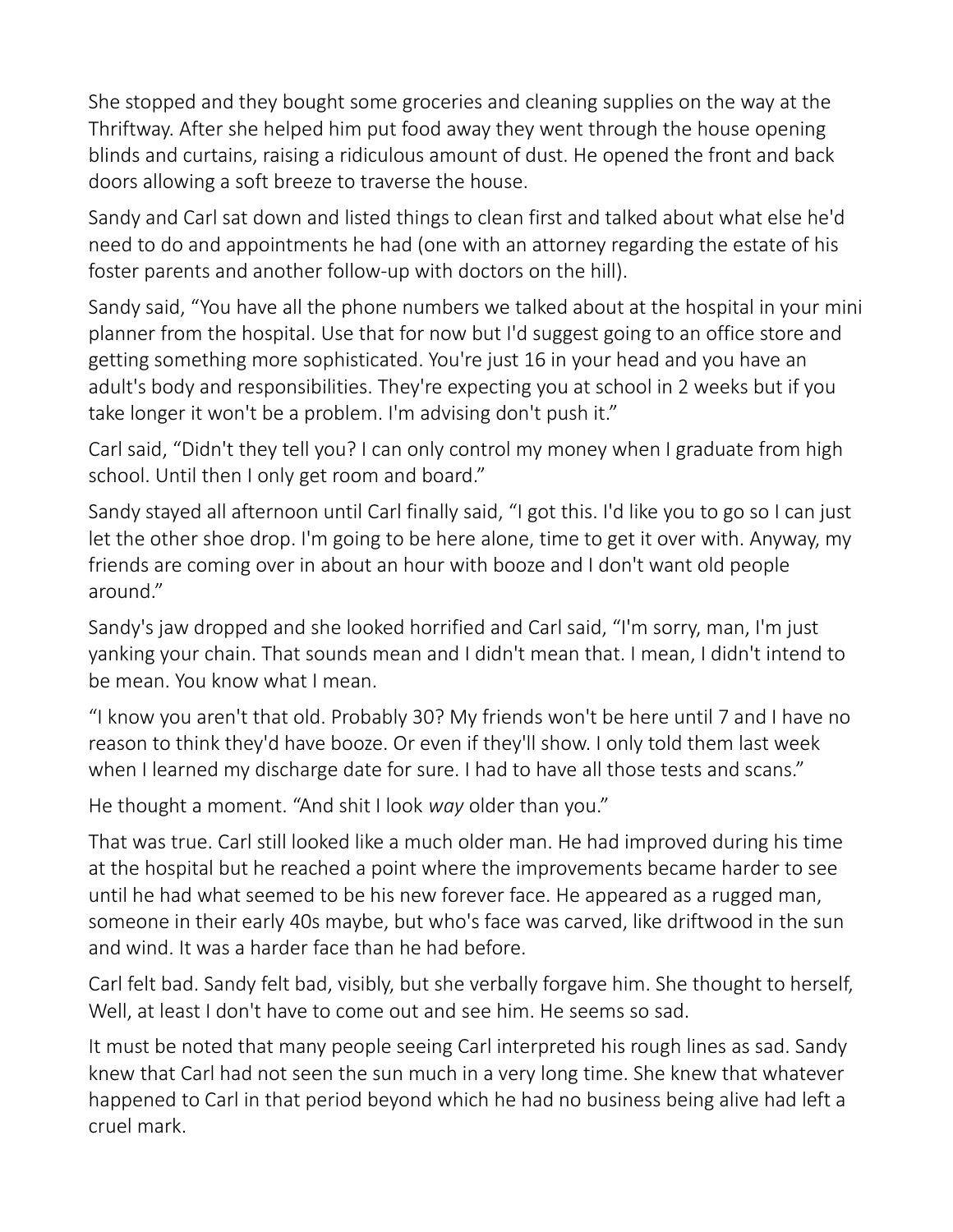She stopped and they bought some groceries and cleaning supplies on the way at the Thriftway. After she helped him put food away they went through the house opening blinds and curtains, raising a ridiculous amount of dust. He opened the front and back doors allowing a soft breeze to traverse the house.

Sandy and Carl sat down and listed things to clean first and talked about what else he'd need to do and appointments he had (one with an attorney regarding the estate of his foster parents and another follow-up with doctors on the hill).

Sandy said, "You have all the phone numbers we talked about at the hospital in your mini planner from the hospital. Use that for now but I'd suggest going to an office store and getting something more sophisticated. You're just 16 in your head and you have an adult's body and responsibilities. They're expecting you at school in 2 weeks but if you take longer it won't be a problem. I'm advising don't push it."

Carl said, "Didn't they tell you? I can only control my money when I graduate from high school. Until then I only get room and board."

Sandy stayed all afternoon until Carl finally said, "I got this. I'd like you to go so I can just let the other shoe drop. I'm going to be here alone, time to get it over with. Anyway, my friends are coming over in about an hour with booze and I don't want old people around."

Sandy's jaw dropped and she looked horrified and Carl said, "I'm sorry, man, I'm just yanking your chain. That sounds mean and I didn't mean that. I mean, I didn't intend to be mean. You know what I mean.

"I know you aren't that old. Probably 30? My friends won't be here until 7 and I have no reason to think they'd have booze. Or even if they'll show. I only told them last week when I learned my discharge date for sure. I had to have all those tests and scans."

He thought a moment. "And shit I look *way* older than you."

That was true. Carl still looked like a much older man. He had improved during his time at the hospital but he reached a point where the improvements became harder to see until he had what seemed to be his new forever face. He appeared as a rugged man, someone in their early 40s maybe, but who's face was carved, like driftwood in the sun and wind. It was a harder face than he had before.

Carl felt bad. Sandy felt bad, visibly, but she verbally forgave him. She thought to herself, Well, at least I don't have to come out and see him. He seems so sad.

It must be noted that many people seeing Carl interpreted his rough lines as sad. Sandy knew that Carl had not seen the sun much in a very long time. She knew that whatever happened to Carl in that period beyond which he had no business being alive had left a cruel mark.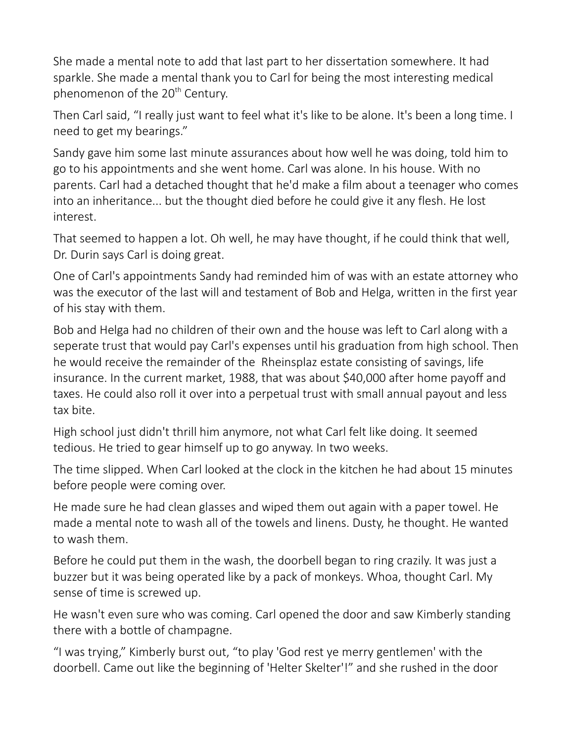She made a mental note to add that last part to her dissertation somewhere. It had sparkle. She made a mental thank you to Carl for being the most interesting medical phenomenon of the 20th Century.

Then Carl said, “I really just want to feel what it's like to be alone. It's been a long time. I need to get my bearings.”

Sandy gave him some last minute assurances about how well he was doing, told him to go to his appointments and she went home. Carl was alone. In his house. With no parents. Carl had a detached thought that he'd make a film about a teenager who comes into an inheritance... but the thought died before he could give it any flesh. He lost interest.

That seemed to happen a lot. Oh well, he may have thought, if he could think that well, Dr. Durin says Carl is doing great.

One of Carl's appointments Sandy had reminded him of was with an estate attorney who was the executor of the last will and testament of Bob and Helga, written in the first year of his stay with them.

Bob and Helga had no children of their own and the house was left to Carl along with a seperate trust that would pay Carl's expenses until his graduation from high school. Then he would receive the remainder of the  Rheinsplaz estate consisting of savings, life insurance. In the current market, 1988, that was about $40,000 after home payoff and taxes. He could also roll it over into a perpetual trust with small annual payout and less tax bite.

High school just didn't thrill him anymore, not what Carl felt like doing. It seemed tedious. He tried to gear himself up to go anyway. In two weeks.

The time slipped. When Carl looked at the clock in the kitchen he had about 15 minutes before people were coming over.

He made sure he had clean glasses and wiped them out again with a paper towel. He made a mental note to wash all of the towels and linens. Dusty, he thought. He wanted to wash them.

Before he could put them in the wash, the doorbell began to ring crazily. It was just a buzzer but it was being operated like by a pack of monkeys. Whoa, thought Carl. My sense of time is screwed up.

He wasn't even sure who was coming. Carl opened the door and saw Kimberly standing there with a bottle of champagne.

“I was trying,” Kimberly burst out, “to play 'God rest ye merry gentlemen' with the doorbell. Came out like the beginning of 'Helter Skelter'!” and she rushed in the door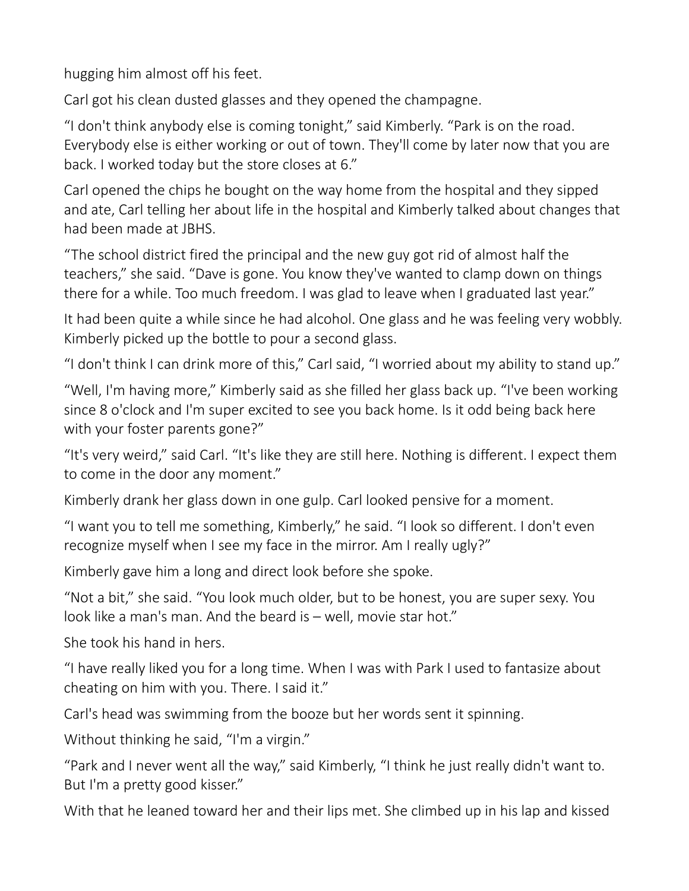hugging him almost off his feet.

Carl got his clean dusted glasses and they opened the champagne.

“I don't think anybody else is coming tonight,” said Kimberly. “Park is on the road. Everybody else is either working or out of town. They'll come by later now that you are back. I worked today but the store closes at 6.”

Carl opened the chips he bought on the way home from the hospital and they sipped and ate, Carl telling her about life in the hospital and Kimberly talked about changes that had been made at JBHS.

“The school district fired the principal and the new guy got rid of almost half the teachers,” she said. “Dave is gone. You know they've wanted to clamp down on things there for a while. Too much freedom. I was glad to leave when I graduated last year.”

It had been quite a while since he had alcohol. One glass and he was feeling very wobbly. Kimberly picked up the bottle to pour a second glass.

“I don't think I can drink more of this,” Carl said, “I worried about my ability to stand up.”

“Well, I'm having more,” Kimberly said as she filled her glass back up. “I've been working since 8 o'clock and I'm super excited to see you back home. Is it odd being back here with your foster parents gone?”

“It's very weird,” said Carl. “It's like they are still here. Nothing is different. I expect them to come in the door any moment.”

Kimberly drank her glass down in one gulp. Carl looked pensive for a moment.

“I want you to tell me something, Kimberly,” he said. “I look so different. I don't even recognize myself when I see my face in the mirror. Am I really ugly?”

Kimberly gave him a long and direct look before she spoke.

“Not a bit,” she said. “You look much older, but to be honest, you are super sexy. You look like a man's man. And the beard is – well, movie star hot.”

She took his hand in hers.

“I have really liked you for a long time. When I was with Park I used to fantasize about cheating on him with you. There. I said it.”

Carl's head was swimming from the booze but her words sent it spinning.

Without thinking he said, “I'm a virgin.”

“Park and I never went all the way,” said Kimberly, “I think he just really didn't want to. But I'm a pretty good kisser.”

With that he leaned toward her and their lips met. She climbed up in his lap and kissed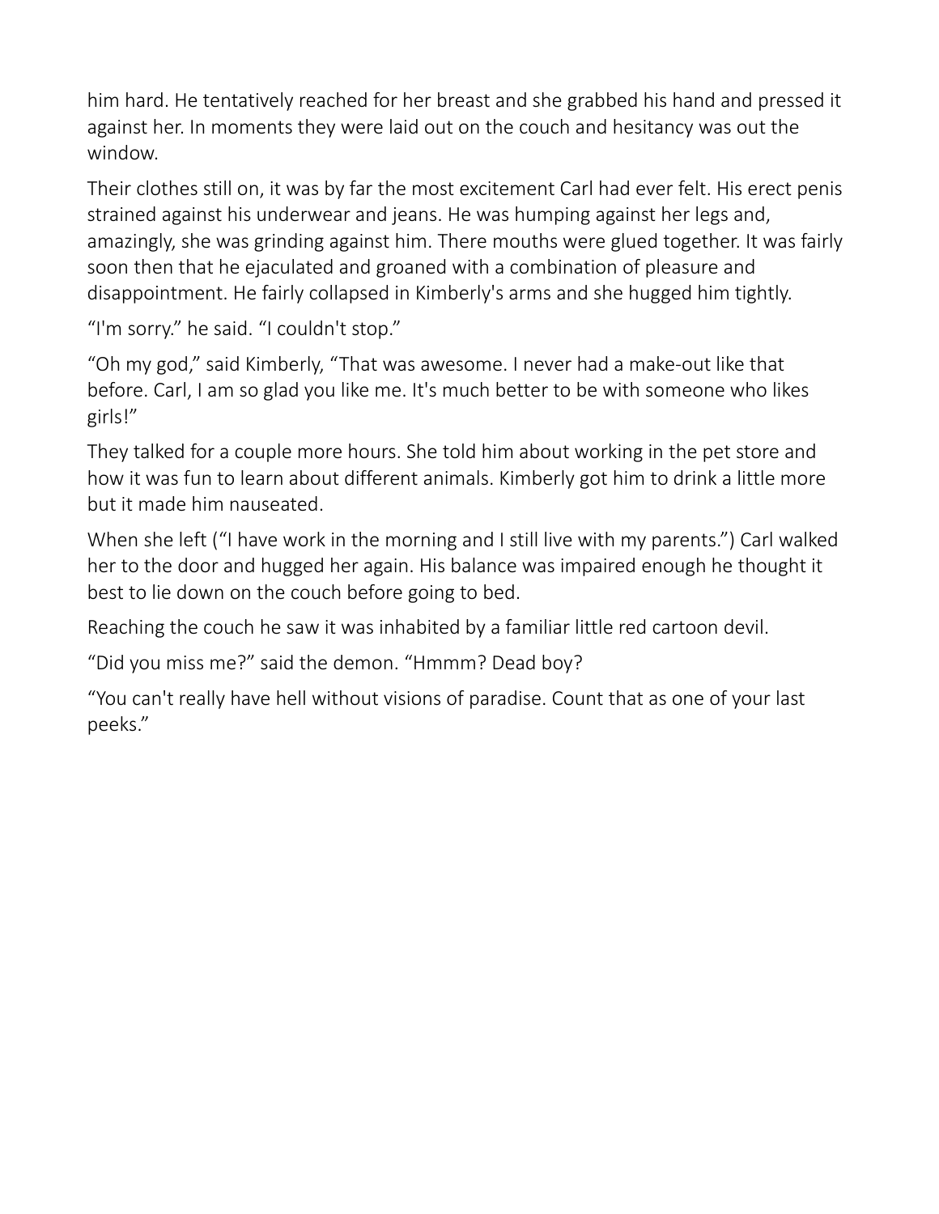him hard. He tentatively reached for her breast and she grabbed his hand and pressed it against her. In moments they were laid out on the couch and hesitancy was out the window.

Their clothes still on, it was by far the most excitement Carl had ever felt. His erect penis strained against his underwear and jeans. He was humping against her legs and, amazingly, she was grinding against him. There mouths were glued together. It was fairly soon then that he ejaculated and groaned with a combination of pleasure and disappointment. He fairly collapsed in Kimberly's arms and she hugged him tightly.

“I'm sorry.” he said. “I couldn't stop.”

“Oh my god,” said Kimberly, “That was awesome. I never had a make-out like that before. Carl, I am so glad you like me. It's much better to be with someone who likes girls!”

They talked for a couple more hours. She told him about working in the pet store and how it was fun to learn about different animals. Kimberly got him to drink a little more but it made him nauseated.

When she left (“I have work in the morning and I still live with my parents.”) Carl walked her to the door and hugged her again. His balance was impaired enough he thought it best to lie down on the couch before going to bed.

Reaching the couch he saw it was inhabited by a familiar little red cartoon devil.

“Did you miss me?” said the demon. “Hmmm? Dead boy?

“You can't really have hell without visions of paradise. Count that as one of your last peeks.”